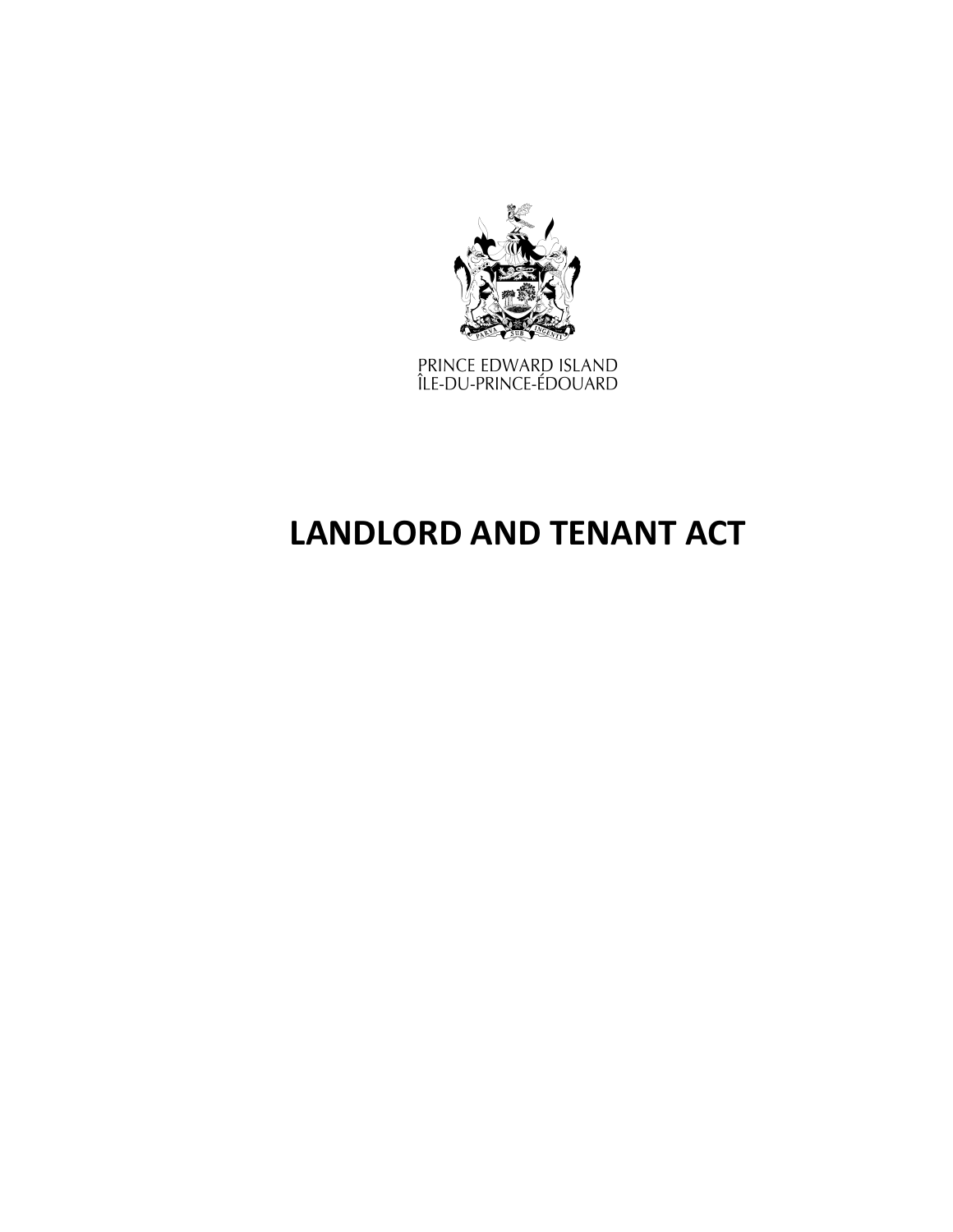PRINCE EDWARD ISLAND
ÎLE-DU-PRINCE-ÉDOUARD

# LANDLORD AND TENANT ACT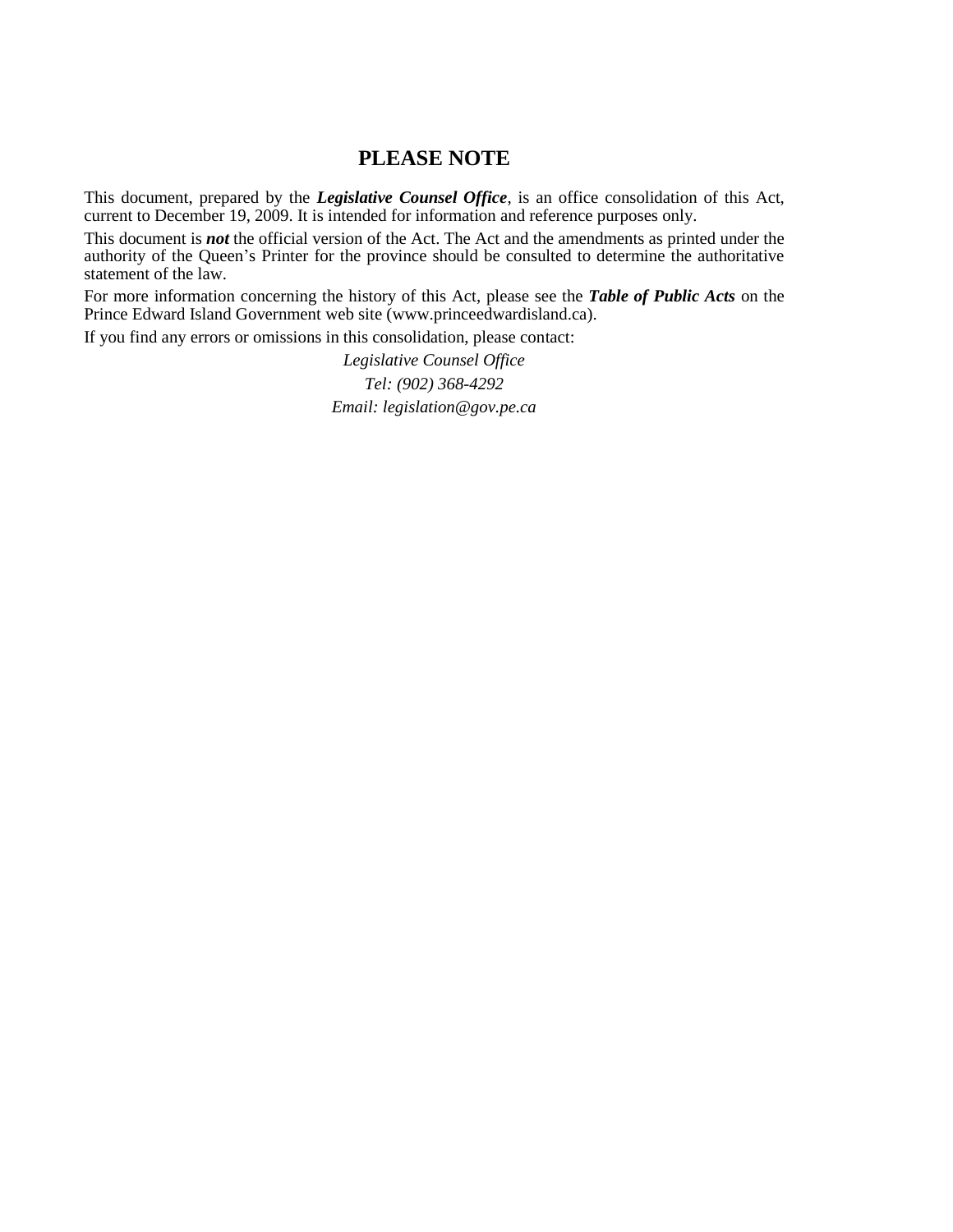## PLEASE NOTE

This document, prepared by the ***Legislative Counsel Office***, is an office consolidation of this Act, current to December 19, 2009. It is intended for information and reference purposes only.

This document is ***not*** the official version of the Act. The Act and the amendments as printed under the authority of the Queen's Printer for the province should be consulted to determine the authoritative statement of the law.

For more information concerning the history of this Act, please see the ***Table of Public Acts*** on the Prince Edward Island Government web site (www.princeedwardisland.ca).

If you find any errors or omissions in this consolidation, please contact:

*Legislative Counsel Office*
*Tel: (902) 368-4292*
*Email: legislation@gov.pe.ca*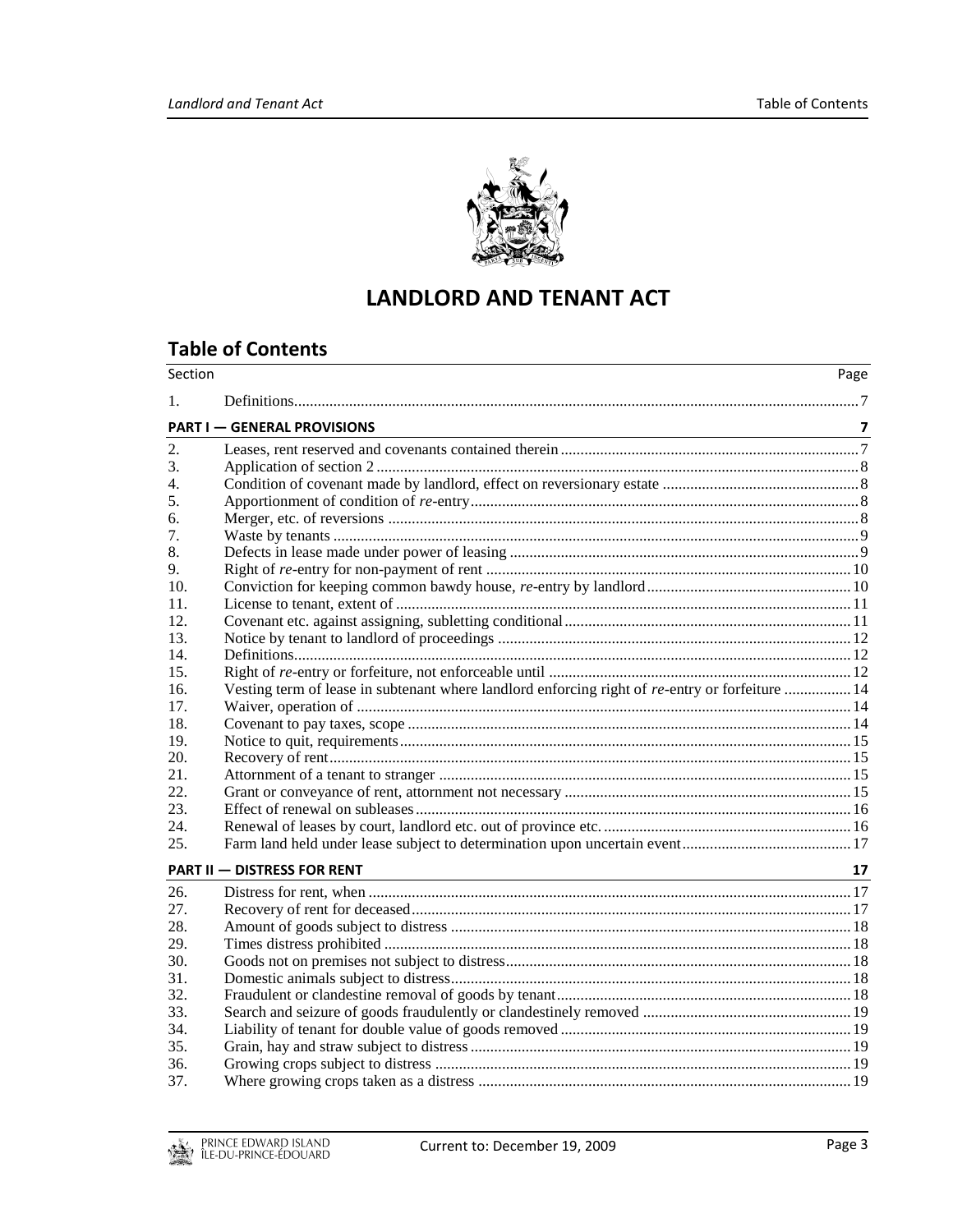# LANDLORD AND TANT ACT

## Table of Contents

| Section | | Page |
|---|---|---|
| 1. | Definitions | 7 |
| **PART I — GENERAL PROVISIONS** | | **7** |
| 2. | Leases, rent reserved and covenants contained therein | 7 |
| 3. | Application of section 2 | 8 |
| 4. | Condition of covenant made by landlord, effect on reversionary estate | 8 |
| 5. | Apportionment of condition of *re*-entry | 8 |
| 6. | Merger, etc. of reversions | 8 |
| 7. | Waste by tenants | 9 |
| 8. | Defects in lease made under power of leasing | 9 |
| 9. | Right of *re*-entry for non-payment of rent | 10 |
| 10. | Conviction for keeping common bawdy house, *re*-entry by landlord | 10 |
| 11. | License to tenant, extent of | 11 |
| 12. | Covenant etc. against assigning, subletting conditional | 11 |
| 13. | Notice by tenant to landlord of proceedings | 12 |
| 14. | Definitions | 12 |
| 15. | Right of *re*-entry or forfeiture, not enforceable until | 12 |
| 16. | Vesting term of lease in subtenant where landlord enforcing right of *re*-entry or forfeiture | 14 |
| 17. | Waiver, operation of | 14 |
| 18. | Covenant to pay taxes, scope | 14 |
| 19. | Notice to quit, requirements | 15 |
| 20. | Recovery of rent | 15 |
| 21. | Attornment of a tenant to stranger | 15 |
| 22. | Grant or conveyance of rent, attornment not necessary | 15 |
| 23. | Effect of renewal on subleases | 16 |
| 24. | Renewal of leases by court, landlord etc. out of province etc. | 16 |
| 25. | Farm land held under lease subject to determination upon uncertain event | 17 |
| **PART II — DISTRESS FOR RENT** | | **17** |
| 26. | Distress for rent, when | 17 |
| 27. | Recovery of rent for deceased | 17 |
| 28. | Amount of goods subject to distress | 18 |
| 29. | Times distress prohibited | 18 |
| 30. | Goods not on premises not subject to distress | 18 |
| 31. | Domestic animals subject to distress | 18 |
| 32. | Fraudulent or clandestine removal of goods by tenant | 18 |
| 33. | Search and seizure of goods fraudulently or clandestinely removed | 19 |
| 34. | Liability of tenant for double value of goods removed | 19 |
| 35. | Grain, hay and straw subject to distress | 19 |
| 36. | Growing crops subject to distress | 19 |
| 37. | Where growing crops taken as a distress | 19 |

# LANDLORD AND TENANT ACT

## Table of Contents

| Section | | Page |
|---|---|---|
| 1. | Definitions | 7 |
| **PART I — GENERAL PROVISIONS** | | **7** |
| 2. | Leases, rent reserved and covenants contained therein | 7 |
| 3. | Application of section 2 | 8 |
| 4. | Condition of covenant made by landlord, effect on reversionary estate | 8 |
| 5. | Apportionment of condition of *re*-entry | 8 |
| 6. | Merger, etc. of reversions | 8 |
| 7. | Waste by tenants | 9 |
| 8. | Defects in lease made under power of leasing | 9 |
| 9. | Right of *re*-entry for non-payment of rent | 10 |
| 10. | Conviction for keeping common bawdy house, *re*-entry by landlord | 10 |
| 11. | License to tenant, extent of | 11 |
| 12. | Covenant etc. against assigning, subletting conditional | 11 |
| 13. | Notice by tenant to landlord of proceedings | 12 |
| 14. | Definitions | 12 |
| 15. | Right of *re*-entry or forfeiture, not enforceable until | 12 |
| 16. | Vesting term of lease in subtenant where landlord enforcing right of *re*-entry or forfeiture | 14 |
| 17. | Waiver, operation of | 14 |
| 18. | Covenant to pay taxes, scope | 14 |
| 19. | Notice to quit, requirements | 15 |
| 20. | Recovery of rent | 15 |
| 21. | Attornment of a tenant to stranger | 15 |
| 22. | Grant or conveyance of rent, attornment not necessary | 15 |
| 23. | Effect of renewal on subleases | 16 |
| 24. | Renewal of leases by court, landlord etc. out of province etc. | 16 |
| 25. | Farm land held under lease subject to determination upon uncertain event | 17 |
| **PART II — DISTRESS FOR RENT** | | **17** |
| 26. | Distress for rent, when | 17 |
| 27. | Recovery of rent for deceased | 17 |
| 28. | Amount of goods subject to distress | 18 |
| 29. | Times distress prohibited | 18 |
| 30. | Goods not on premises not subject to distress | 18 |
| 31. | Domestic animals subject to distress | 18 |
| 32. | Fraudulent or clandestine removal of goods by tenant | 18 |
| 33. | Search and seizure of goods fraudulently or clandestinely removed | 19 |
| 34. | Liability of tenant for double value of goods removed | 19 |
| 35. | Grain, hay and straw subject to distress | 19 |
| 36. | Growing crops subject to distress | 19 |
| 37. | Where growing crops taken as a distress | 19 |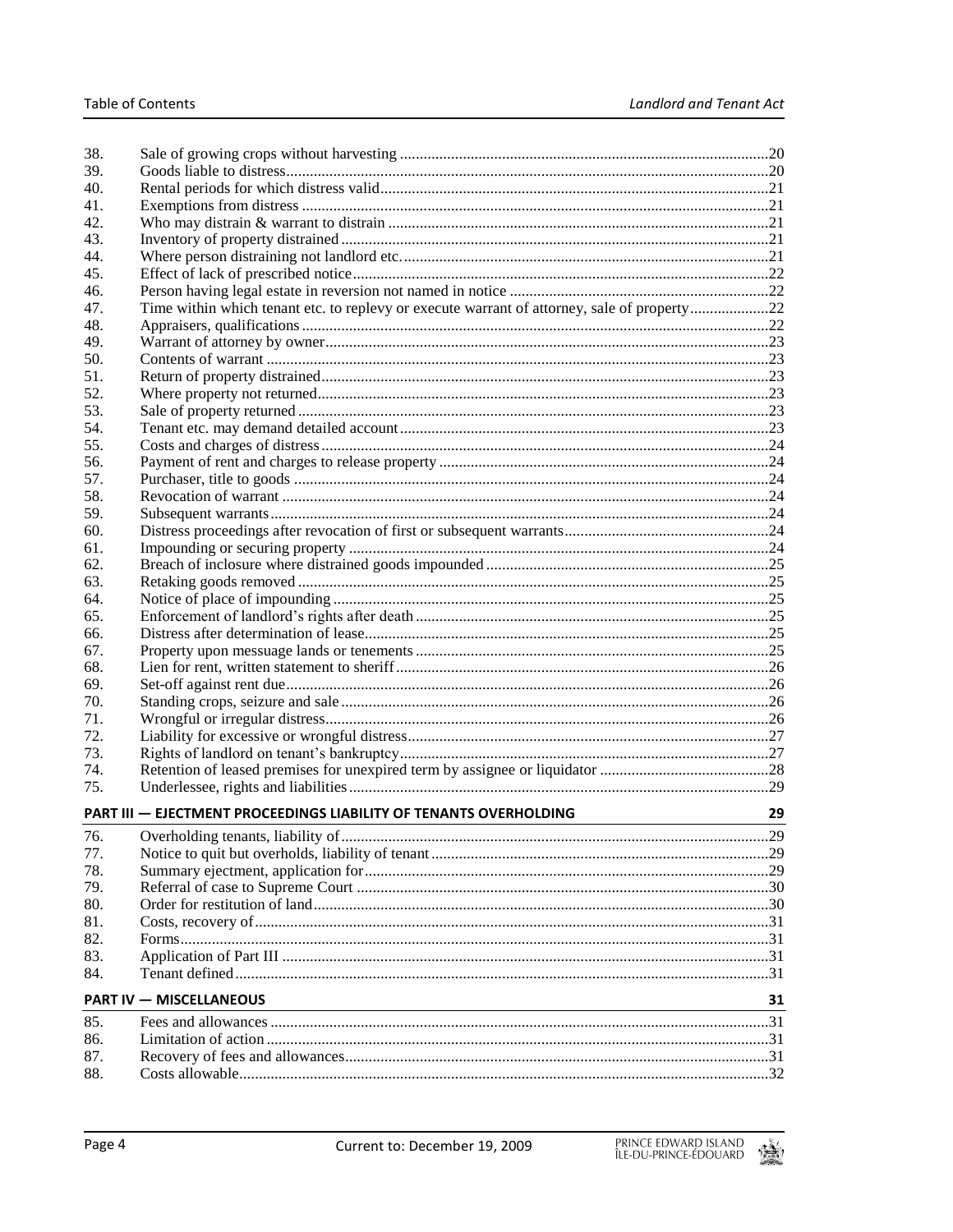| | | |
|---|---|---|
| 38. | Sale of growing crops without harvesting | 20 |
| 39. | Goods liable to distress | 20 |
| 40. | Rental periods for which distress valid | 21 |
| 41. | Exemptions from distress | 21 |
| 42. | Who may distrain & warrant to distrain | 21 |
| 43. | Inventory of property distrained | 21 |
| 44. | Where person distraining not landlord etc. | 21 |
| 45. | Effect of lack of prescribed notice | 22 |
| 46. | Person having legal estate in reversion not named in notice | 22 |
| 47. | Time within which tenant etc. to replevy or execute warrant of attorney, sale of property | 22 |
| 48. | Appraisers, qualifications | 22 |
| 49. | Warrant of attorney by owner | 23 |
| 50. | Contents of warrant | 23 |
| 51. | Return of property distrained | 23 |
| 52. | Where property not returned | 23 |
| 53. | Sale of property returned | 23 |
| 54. | Tenant etc. may demand detailed account | 23 |
| 55. | Costs and charges of distress | 24 |
| 56. | Payment of rent and charges to release property | 24 |
| 57. | Purchaser, title to goods | 24 |
| 58. | Revocation of warrant | 24 |
| 59. | Subsequent warrants | 24 |
| 60. | Distress proceedings after revocation of first or subsequent warrants | 24 |
| 61. | Impounding or securing property | 24 |
| 62. | Breach of inclosure where distrained goods impounded | 25 |
| 63. | Retaking goods removed | 25 |
| 64. | Notice of place of impounding | 25 |
| 65. | Enforcement of landlord's rights after death | 25 |
| 66. | Distress after determination of lease | 25 |
| 67. | Property upon messuage lands or tenements | 25 |
| 68. | Lien for rent, written statement to sheriff | 26 |
| 69. | Set-off against rent due | 26 |
| 70. | Standing crops, seizure and sale | 26 |
| 71. | Wrongful or irregular distress | 26 |
| 72. | Liability for excessive or wrongful distress | 27 |
| 73. | Rights of landlord on tenant's bankruptcy | 27 |
| 74. | Retention of leased premises for unexpired term by assignee or liquidator | 28 |
| 75. | Underlessee, rights and liabilities | 29 |

**PART III — EJECTMENT PROCEEDINGS LIABILITY OF TENANTS OVERHOLDING** 29

| | | |
|---|---|---|
| 76. | Overholding tenants, liability of | 29 |
| 77. | Notice to quit but overholds, liability of tenant | 29 |
| 78. | Summary ejectment, application for | 29 |
| 79. | Referral of case to Supreme Court | 30 |
| 80. | Order for restitution of land | 30 |
| 81. | Costs, recovery of | 31 |
| 82. | Forms | 31 |
| 83. | Application of Part III | 31 |
| 84. | Tenant defined | 31 |

**PART IV — MISCELLANEOUS** 31

| | | |
|---|---|---|
| 85. | Fees and allowances | 31 |
| 86. | Limitation of action | 31 |
| 87. | Recovery of fees and allowances | 31 |
| 88. | Costs allowable | 32 |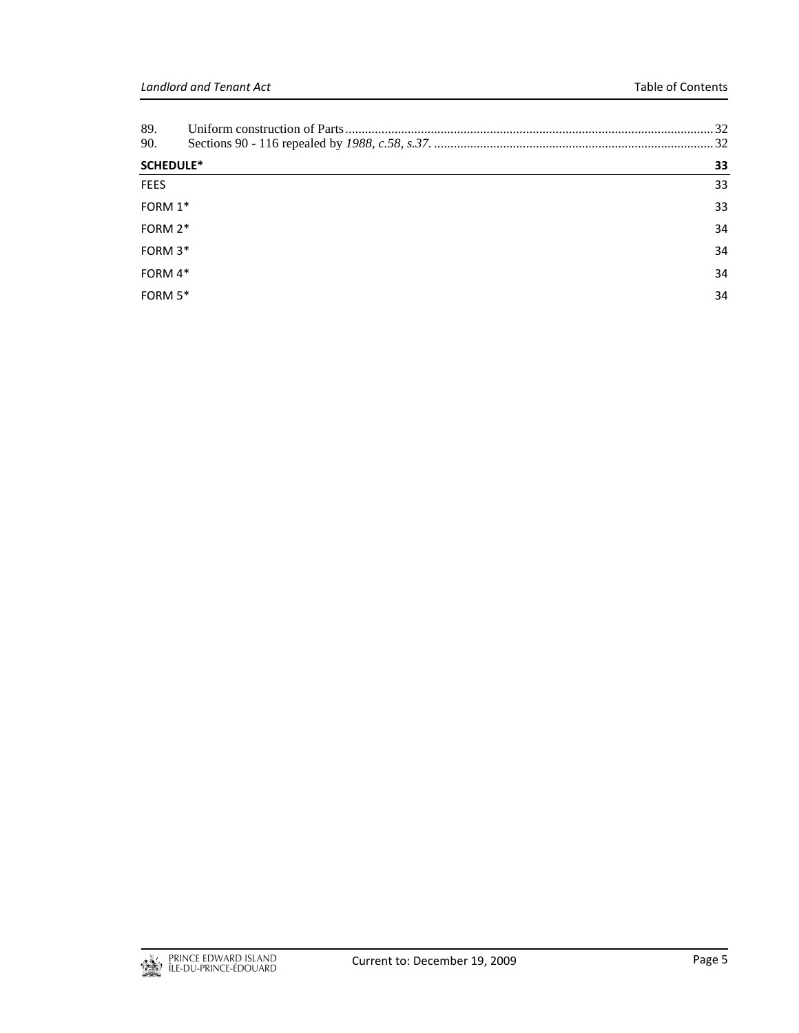89. Uniform construction of Parts ... 32
90. Sections 90 - 116 repealed by *1988, c.58, s.37.* ... 32

**SCHEDULE*** 33

FEES 33

FORM 1* 33

FORM 2* 34

FORM 3* 34

FORM 4* 34

FORM 5* 34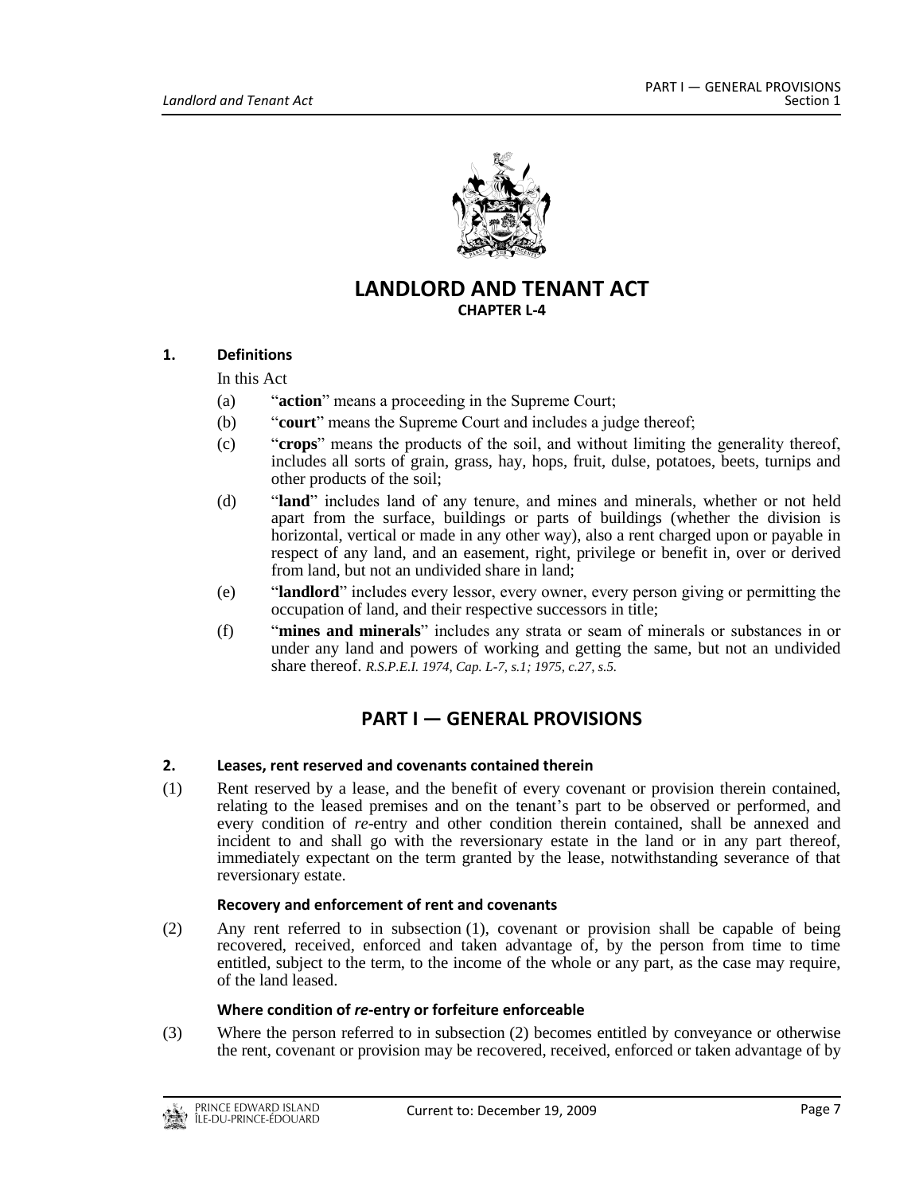# LANDLORD AND TENANT ACT

**CHAPTER L-4**

### 1. Definitions

In this Act

(a) "**action**" means a proceeding in the Supreme Court;

(b) "**court**" means the Supreme Court and includes a judge thereof;

(c) "**crops**" means the products of the soil, and without limiting the generality thereof, includes all sorts of grain, grass, hay, hops, fruit, dulse, potatoes, beets, turnips and other products of the soil;

(d) "**land**" includes land of any tenure, and mines and minerals, whether or not held apart from the surface, buildings or parts of buildings (whether the division is horizontal, vertical or made in any other way), also a rent charged upon or payable in respect of any land, and an easement, right, privilege or benefit in, over or derived from land, but not an undivided share in land;

(e) "**landlord**" includes every lessor, every owner, every person giving or permitting the occupation of land, and their respective successors in title;

(f) "**mines and minerals**" includes any strata or seam of minerals or substances in or under any land and powers of working and getting the same, but not an undivided share thereof. *R.S.P.E.I. 1974, Cap. L-7, s.1; 1975, c.27, s.5.*

## PART I — GENERAL PROVISIONS

### 2. Leases, rent reserved and covenants contained therein

(1) Rent reserved by a lease, and the benefit of every covenant or provision therein contained, relating to the leased premises and on the tenant's part to be observed or performed, and every condition of *re*-entry and other condition therein contained, shall be annexed and incident to and shall go with the reversionary estate in the land or in any part thereof, immediately expectant on the term granted by the lease, notwithstanding severance of that reversionary estate.

#### Recovery and enforcement of rent and covenants

(2) Any rent referred to in subsection (1), covenant or provision shall be capable of being recovered, received, enforced and taken advantage of, by the person from time to time entitled, subject to the term, to the income of the whole or any part, as the case may require, of the land leased.

#### Where condition of *re*-entry or forfeiture enforceable

(3) Where the person referred to in subsection (2) becomes entitled by conveyance or otherwise the rent, covenant or provision may be recovered, received, enforced or taken advantage of by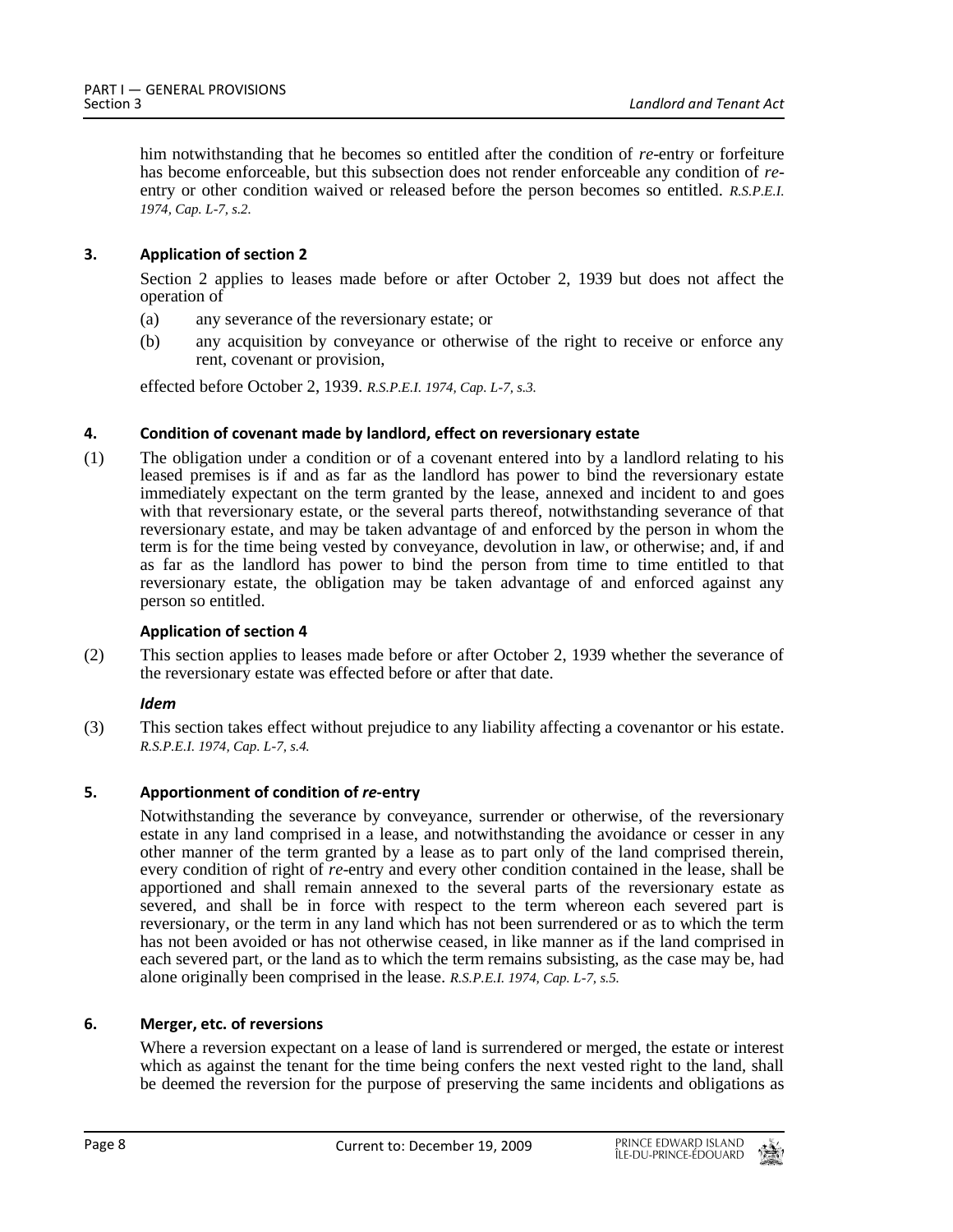him notwithstanding that he becomes so entitled after the condition of *re*-entry or forfeiture has become enforceable, but this subsection does not render enforceable any condition of *re*-entry or other condition waived or released before the person becomes so entitled. *R.S.P.E.I. 1974, Cap. L-7, s.2.*

### 3. Application of section 2

Section 2 applies to leases made before or after October 2, 1939 but does not affect the operation of

(a) any severance of the reversionary estate; or

(b) any acquisition by conveyance or otherwise of the right to receive or enforce any rent, covenant or provision,

effected before October 2, 1939. *R.S.P.E.I. 1974, Cap. L-7, s.3.*

### 4. Condition of covenant made by landlord, effect on reversionary estate

(1) The obligation under a condition or of a covenant entered into by a landlord relating to his leased premises is if and as far as the landlord has power to bind the reversionary estate immediately expectant on the term granted by the lease, annexed and incident to and goes with that reversionary estate, or the several parts thereof, notwithstanding severance of that reversionary estate, and may be taken advantage of and enforced by the person in whom the term is for the time being vested by conveyance, devolution in law, or otherwise; and, if and as far as the landlord has power to bind the person from time to time entitled to that reversionary estate, the obligation may be taken advantage of and enforced against any person so entitled.

**Application of section 4**

(2) This section applies to leases made before or after October 2, 1939 whether the severance of the reversionary estate was effected before or after that date.

***Idem***

(3) This section takes effect without prejudice to any liability affecting a covenantor or his estate. *R.S.P.E.I. 1974, Cap. L-7, s.4.*

### 5. Apportionment of condition of *re*-entry

Notwithstanding the severance by conveyance, surrender or otherwise, of the reversionary estate in any land comprised in a lease, and notwithstanding the avoidance or cesser in any other manner of the term granted by a lease as to part only of the land comprised therein, every condition of right of *re*-entry and every other condition contained in the lease, shall be apportioned and shall remain annexed to the several parts of the reversionary estate as severed, and shall be in force with respect to the term whereon each severed part is reversionary, or the term in any land which has not been surrendered or as to which the term has not been avoided or has not otherwise ceased, in like manner as if the land comprised in each severed part, or the land as to which the term remains subsisting, as the case may be, had alone originally been comprised in the lease. *R.S.P.E.I. 1974, Cap. L-7, s.5.*

### 6. Merger, etc. of reversions

Where a reversion expectant on a lease of land is surrendered or merged, the estate or interest which as against the tenant for the time being confers the next vested right to the land, shall be deemed the reversion for the purpose of preserving the same incidents and obligations as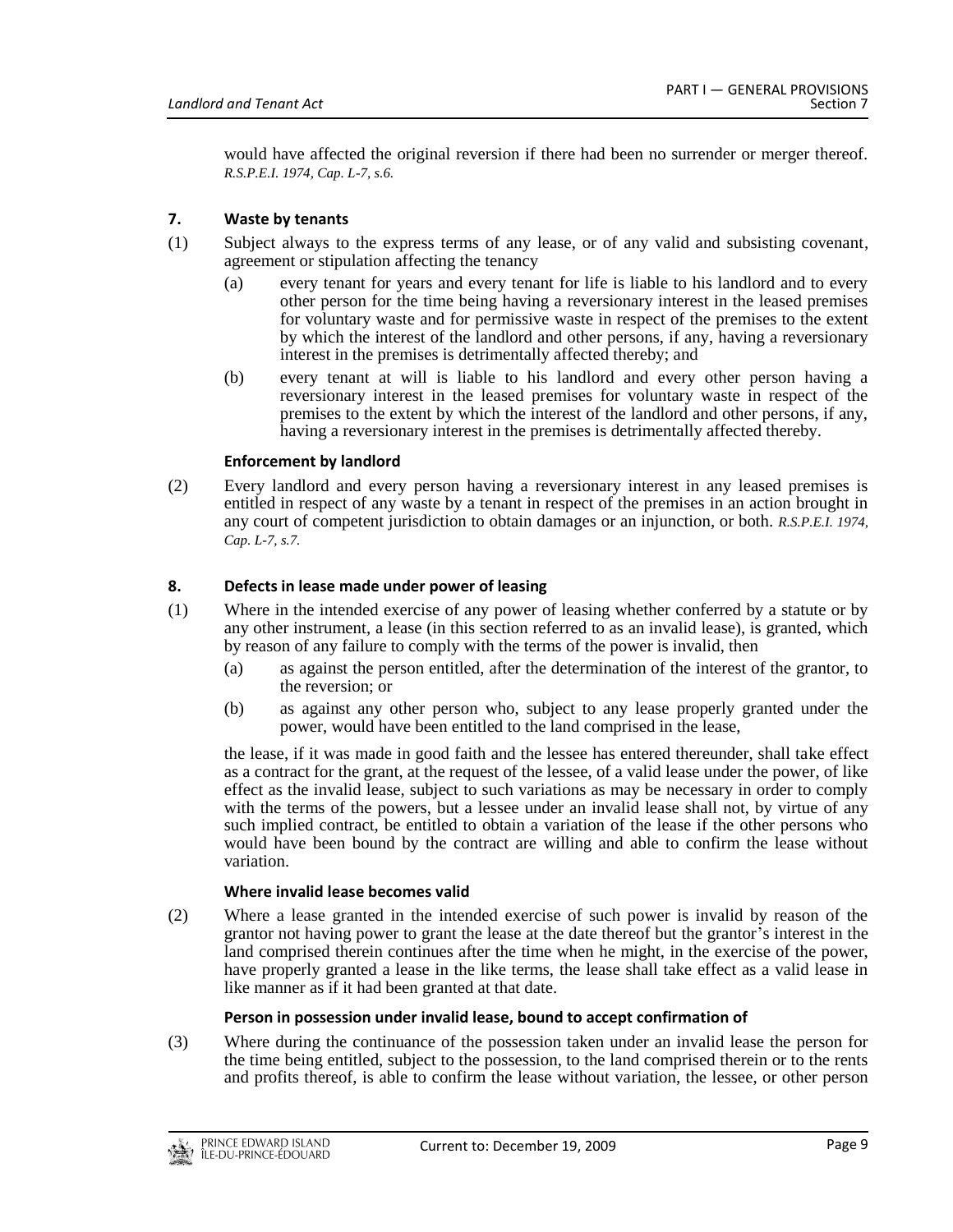would have affected the original reversion if there had been no surrender or merger thereof. *R.S.P.E.I. 1974, Cap. L-7, s.6.*

### 7. Waste by tenants

(1) Subject always to the express terms of any lease, or of any valid and subsisting covenant, agreement or stipulation affecting the tenancy

(a) every tenant for years and every tenant for life is liable to his landlord and to every other person for the time being having a reversionary interest in the leased premises for voluntary waste and for permissive waste in respect of the premises to the extent by which the interest of the landlord and other persons, if any, having a reversionary interest in the premises is detrimentally affected thereby; and

(b) every tenant at will is liable to his landlord and every other person having a reversionary interest in the leased premises for voluntary waste in respect of the premises to the extent by which the interest of the landlord and other persons, if any, having a reversionary interest in the premises is detrimentally affected thereby.

**Enforcement by landlord**

(2) Every landlord and every person having a reversionary interest in any leased premises is entitled in respect of any waste by a tenant in respect of the premises in an action brought in any court of competent jurisdiction to obtain damages or an injunction, or both. *R.S.P.E.I. 1974, Cap. L-7, s.7.*

### 8. Defects in lease made under power of leasing

(1) Where in the intended exercise of any power of leasing whether conferred by a statute or by any other instrument, a lease (in this section referred to as an invalid lease), is granted, which by reason of any failure to comply with the terms of the power is invalid, then

(a) as against the person entitled, after the determination of the interest of the grantor, to the reversion; or

(b) as against any other person who, subject to any lease properly granted under the power, would have been entitled to the land comprised in the lease,

the lease, if it was made in good faith and the lessee has entered thereunder, shall take effect as a contract for the grant, at the request of the lessee, of a valid lease under the power, of like effect as the invalid lease, subject to such variations as may be necessary in order to comply with the terms of the powers, but a lessee under an invalid lease shall not, by virtue of any such implied contract, be entitled to obtain a variation of the lease if the other persons who would have been bound by the contract are willing and able to confirm the lease without variation.

**Where invalid lease becomes valid**

(2) Where a lease granted in the intended exercise of such power is invalid by reason of the grantor not having power to grant the lease at the date thereof but the grantor's interest in the land comprised therein continues after the time when he might, in the exercise of the power, have properly granted a lease in the like terms, the lease shall take effect as a valid lease in like manner as if it had been granted at that date.

**Person in possession under invalid lease, bound to accept confirmation of**

(3) Where during the continuance of the possession taken under an invalid lease the person for the time being entitled, subject to the possession, to the land comprised therein or to the rents and profits thereof, is able to confirm the lease without variation, the lessee, or other person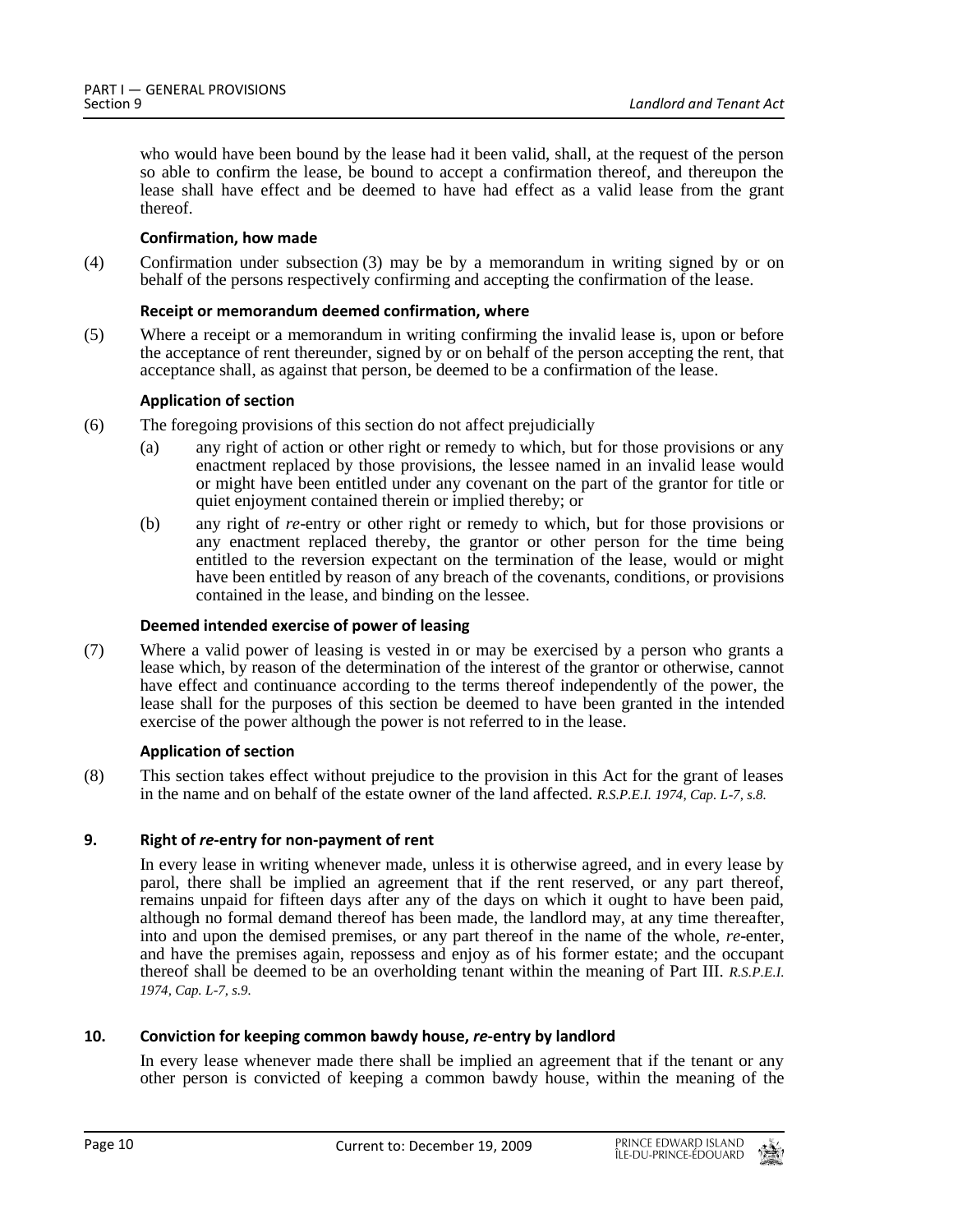who would have been bound by the lease had it been valid, shall, at the request of the person so able to confirm the lease, be bound to accept a confirmation thereof, and thereupon the lease shall have effect and be deemed to have had effect as a valid lease from the grant thereof.

**Confirmation, how made**

(4) Confirmation under subsection (3) may be by a memorandum in writing signed by or on behalf of the persons respectively confirming and accepting the confirmation of the lease.

**Receipt or memorandum deemed confirmation, where**

(5) Where a receipt or a memorandum in writing confirming the invalid lease is, upon or before the acceptance of rent thereunder, signed by or on behalf of the person accepting the rent, that acceptance shall, as against that person, be deemed to be a confirmation of the lease.

**Application of section**

(6) The foregoing provisions of this section do not affect prejudicially

(a) any right of action or other right or remedy to which, but for those provisions or any enactment replaced by those provisions, the lessee named in an invalid lease would or might have been entitled under any covenant on the part of the grantor for title or quiet enjoyment contained therein or implied thereby; or

(b) any right of *re*-entry or other right or remedy to which, but for those provisions or any enactment replaced thereby, the grantor or other person for the time being entitled to the reversion expectant on the termination of the lease, would or might have been entitled by reason of any breach of the covenants, conditions, or provisions contained in the lease, and binding on the lessee.

**Deemed intended exercise of power of leasing**

(7) Where a valid power of leasing is vested in or may be exercised by a person who grants a lease which, by reason of the determination of the interest of the grantor or otherwise, cannot have effect and continuance according to the terms thereof independently of the power, the lease shall for the purposes of this section be deemed to have been granted in the intended exercise of the power although the power is not referred to in the lease.

**Application of section**

(8) This section takes effect without prejudice to the provision in this Act for the grant of leases in the name and on behalf of the estate owner of the land affected. *R.S.P.E.I. 1974, Cap. L-7, s.8.*

**9. Right of *re*-entry for non-payment of rent**

In every lease in writing whenever made, unless it is otherwise agreed, and in every lease by parol, there shall be implied an agreement that if the rent reserved, or any part thereof, remains unpaid for fifteen days after any of the days on which it ought to have been paid, although no formal demand thereof has been made, the landlord may, at any time thereafter, into and upon the demised premises, or any part thereof in the name of the whole, *re*-enter, and have the premises again, repossess and enjoy as of his former estate; and the occupant thereof shall be deemed to be an overholding tenant within the meaning of Part III. *R.S.P.E.I. 1974, Cap. L-7, s.9.*

**10. Conviction for keeping common bawdy house, *re*-entry by landlord**

In every lease whenever made there shall be implied an agreement that if the tenant or any other person is convicted of keeping a common bawdy house, within the meaning of the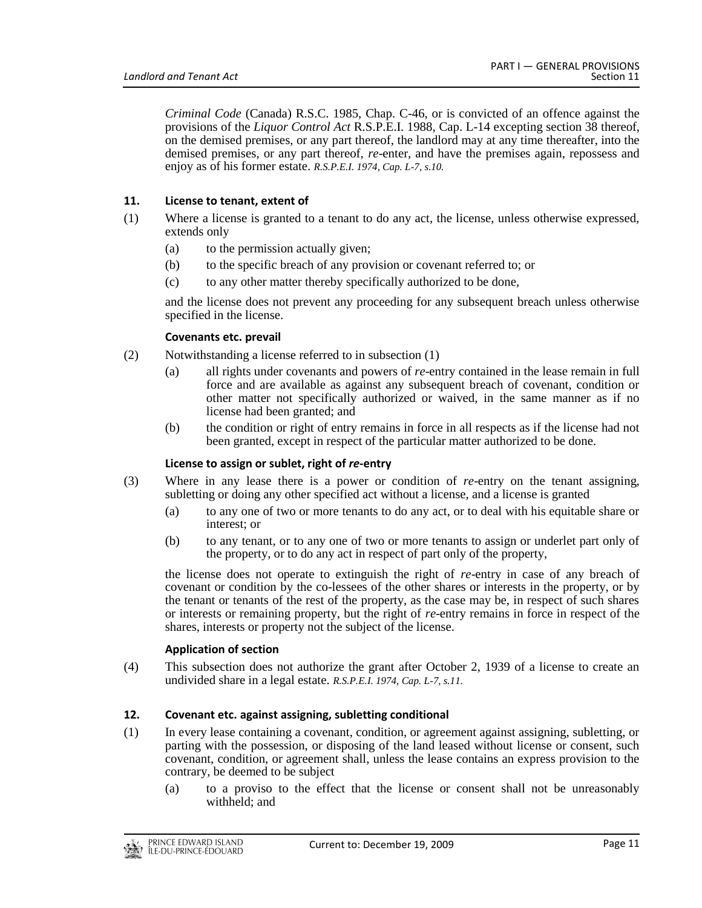*Criminal Code* (Canada) R.S.C. 1985, Chap. C-46, or is convicted of an offence against the provisions of the *Liquor Control Act* R.S.P.E.I. 1988, Cap. L-14 excepting section 38 thereof, on the demised premises, or any part thereof, the landlord may at any time thereafter, into the demised premises, or any part thereof, *re*-enter, and have the premises again, repossess and enjoy as of his former estate. *R.S.P.E.I. 1974, Cap. L-7, s.10.*

### 11. License to tenant, extent of

(1) Where a license is granted to a tenant to do any act, the license, unless otherwise expressed, extends only

(a) to the permission actually given;

(b) to the specific breach of any provision or covenant referred to; or

(c) to any other matter thereby specifically authorized to be done,

and the license does not prevent any proceeding for any subsequent breach unless otherwise specified in the license.

#### Covenants etc. prevail

(2) Notwithstanding a license referred to in subsection (1)

(a) all rights under covenants and powers of *re*-entry contained in the lease remain in full force and are available as against any subsequent breach of covenant, condition or other matter not specifically authorized or waived, in the same manner as if no license had been granted; and

(b) the condition or right of entry remains in force in all respects as if the license had not been granted, except in respect of the particular matter authorized to be done.

#### License to assign or sublet, right of *re*-entry

(3) Where in any lease there is a power or condition of *re*-entry on the tenant assigning, subletting or doing any other specified act without a license, and a license is granted

(a) to any one of two or more tenants to do any act, or to deal with his equitable share or interest; or

(b) to any tenant, or to any one of two or more tenants to assign or underlet part only of the property, or to do any act in respect of part only of the property,

the license does not operate to extinguish the right of *re*-entry in case of any breach of covenant or condition by the co-lessees of the other shares or interests in the property, or by the tenant or tenants of the rest of the property, as the case may be, in respect of such shares or interests or remaining property, but the right of *re*-entry remains in force in respect of the shares, interests or property not the subject of the license.

#### Application of section

(4) This subsection does not authorize the grant after October 2, 1939 of a license to create an undivided share in a legal estate. *R.S.P.E.I. 1974, Cap. L-7, s.11.*

### 12. Covenant etc. against assigning, subletting conditional

(1) In every lease containing a covenant, condition, or agreement against assigning, subletting, or parting with the possession, or disposing of the land leased without license or consent, such covenant, condition, or agreement shall, unless the lease contains an express provision to the contrary, be deemed to be subject

(a) to a proviso to the effect that the license or consent shall not be unreasonably withheld; and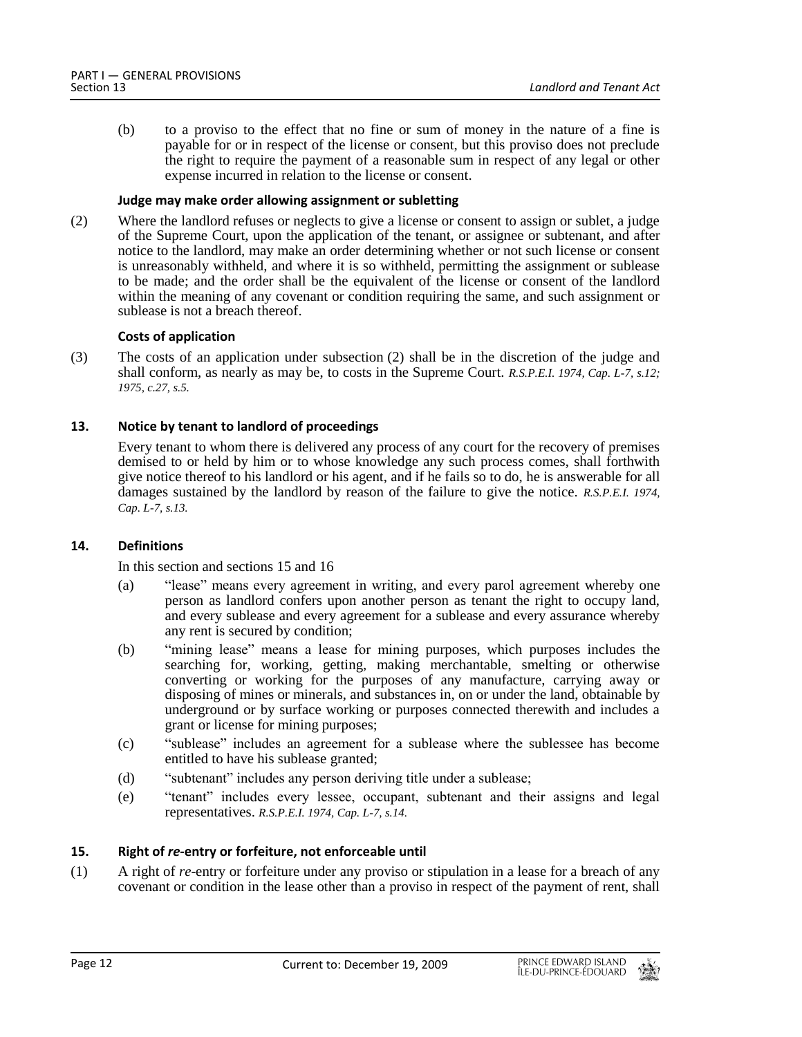(b) to a proviso to the effect that no fine or sum of money in the nature of a fine is payable for or in respect of the license or consent, but this proviso does not preclude the right to require the payment of a reasonable sum in respect of any legal or other expense incurred in relation to the license or consent.

**Judge may make order allowing assignment or subletting**

(2) Where the landlord refuses or neglects to give a license or consent to assign or sublet, a judge of the Supreme Court, upon the application of the tenant, or assignee or subtenant, and after notice to the landlord, may make an order determining whether or not such license or consent is unreasonably withheld, and where it is so withheld, permitting the assignment or sublease to be made; and the order shall be the equivalent of the license or consent of the landlord within the meaning of any covenant or condition requiring the same, and such assignment or sublease is not a breach thereof.

**Costs of application**

(3) The costs of an application under subsection (2) shall be in the discretion of the judge and shall conform, as nearly as may be, to costs in the Supreme Court. *R.S.P.E.I. 1974, Cap. L-7, s.12; 1975, c.27, s.5.*

### 13. Notice by tenant to landlord of proceedings

Every tenant to whom there is delivered any process of any court for the recovery of premises demised to or held by him or to whose knowledge any such process comes, shall forthwith give notice thereof to his landlord or his agent, and if he fails so to do, he is answerable for all damages sustained by the landlord by reason of the failure to give the notice. *R.S.P.E.I. 1974, Cap. L-7, s.13.*

### 14. Definitions

In this section and sections 15 and 16

(a) "lease" means every agreement in writing, and every parol agreement whereby one person as landlord confers upon another person as tenant the right to occupy land, and every sublease and every agreement for a sublease and every assurance whereby any rent is secured by condition;

(b) "mining lease" means a lease for mining purposes, which purposes includes the searching for, working, getting, making merchantable, smelting or otherwise converting or working for the purposes of any manufacture, carrying away or disposing of mines or minerals, and substances in, on or under the land, obtainable by underground or by surface working or purposes connected therewith and includes a grant or license for mining purposes;

(c) "sublease" includes an agreement for a sublease where the sublessee has become entitled to have his sublease granted;

(d) "subtenant" includes any person deriving title under a sublease;

(e) "tenant" includes every lessee, occupant, subtenant and their assigns and legal representatives. *R.S.P.E.I. 1974, Cap. L-7, s.14.*

### 15. Right of *re*-entry or forfeiture, not enforceable until

(1) A right of *re*-entry or forfeiture under any proviso or stipulation in a lease for a breach of any covenant or condition in the lease other than a proviso in respect of the payment of rent, shall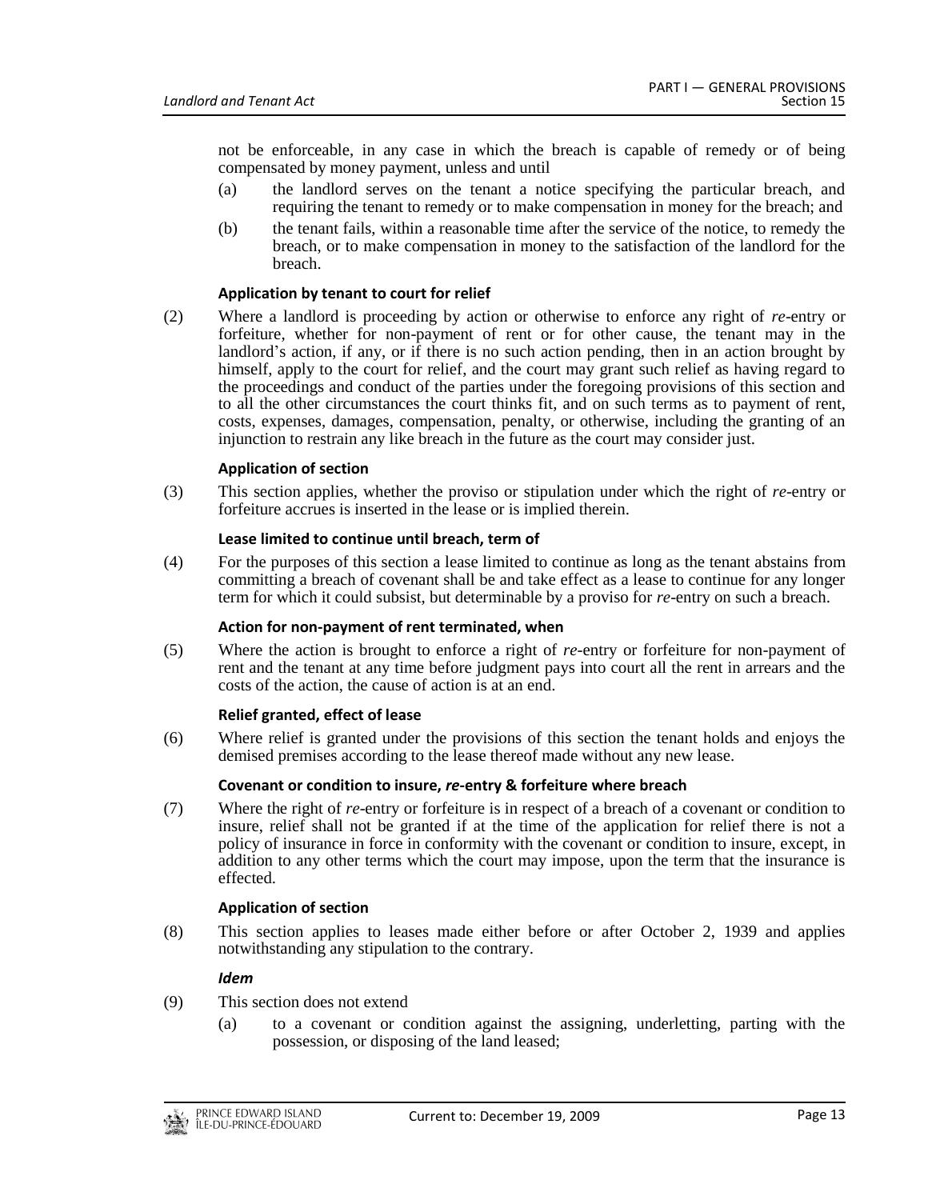not be enforceable, in any case in which the breach is capable of remedy or of being compensated by money payment, unless and until

(a) the landlord serves on the tenant a notice specifying the particular breach, and requiring the tenant to remedy or to make compensation in money for the breach; and

(b) the tenant fails, within a reasonable time after the service of the notice, to remedy the breach, or to make compensation in money to the satisfaction of the landlord for the breach.

**Application by tenant to court for relief**

(2) Where a landlord is proceeding by action or otherwise to enforce any right of *re*-entry or forfeiture, whether for non-payment of rent or for other cause, the tenant may in the landlord's action, if any, or if there is no such action pending, then in an action brought by himself, apply to the court for relief, and the court may grant such relief as having regard to the proceedings and conduct of the parties under the foregoing provisions of this section and to all the other circumstances the court thinks fit, and on such terms as to payment of rent, costs, expenses, damages, compensation, penalty, or otherwise, including the granting of an injunction to restrain any like breach in the future as the court may consider just.

**Application of section**

(3) This section applies, whether the proviso or stipulation under which the right of *re*-entry or forfeiture accrues is inserted in the lease or is implied therein.

**Lease limited to continue until breach, term of**

(4) For the purposes of this section a lease limited to continue as long as the tenant abstains from committing a breach of covenant shall be and take effect as a lease to continue for any longer term for which it could subsist, but determinable by a proviso for *re*-entry on such a breach.

**Action for non-payment of rent terminated, when**

(5) Where the action is brought to enforce a right of *re*-entry or forfeiture for non-payment of rent and the tenant at any time before judgment pays into court all the rent in arrears and the costs of the action, the cause of action is at an end.

**Relief granted, effect of lease**

(6) Where relief is granted under the provisions of this section the tenant holds and enjoys the demised premises according to the lease thereof made without any new lease.

**Covenant or condition to insure, *re*-entry & forfeiture where breach**

(7) Where the right of *re*-entry or forfeiture is in respect of a breach of a covenant or condition to insure, relief shall not be granted if at the time of the application for relief there is not a policy of insurance in force in conformity with the covenant or condition to insure, except, in addition to any other terms which the court may impose, upon the term that the insurance is effected.

**Application of section**

(8) This section applies to leases made either before or after October 2, 1939 and applies notwithstanding any stipulation to the contrary.

***Idem***

(9) This section does not extend

(a) to a covenant or condition against the assigning, underletting, parting with the possession, or disposing of the land leased;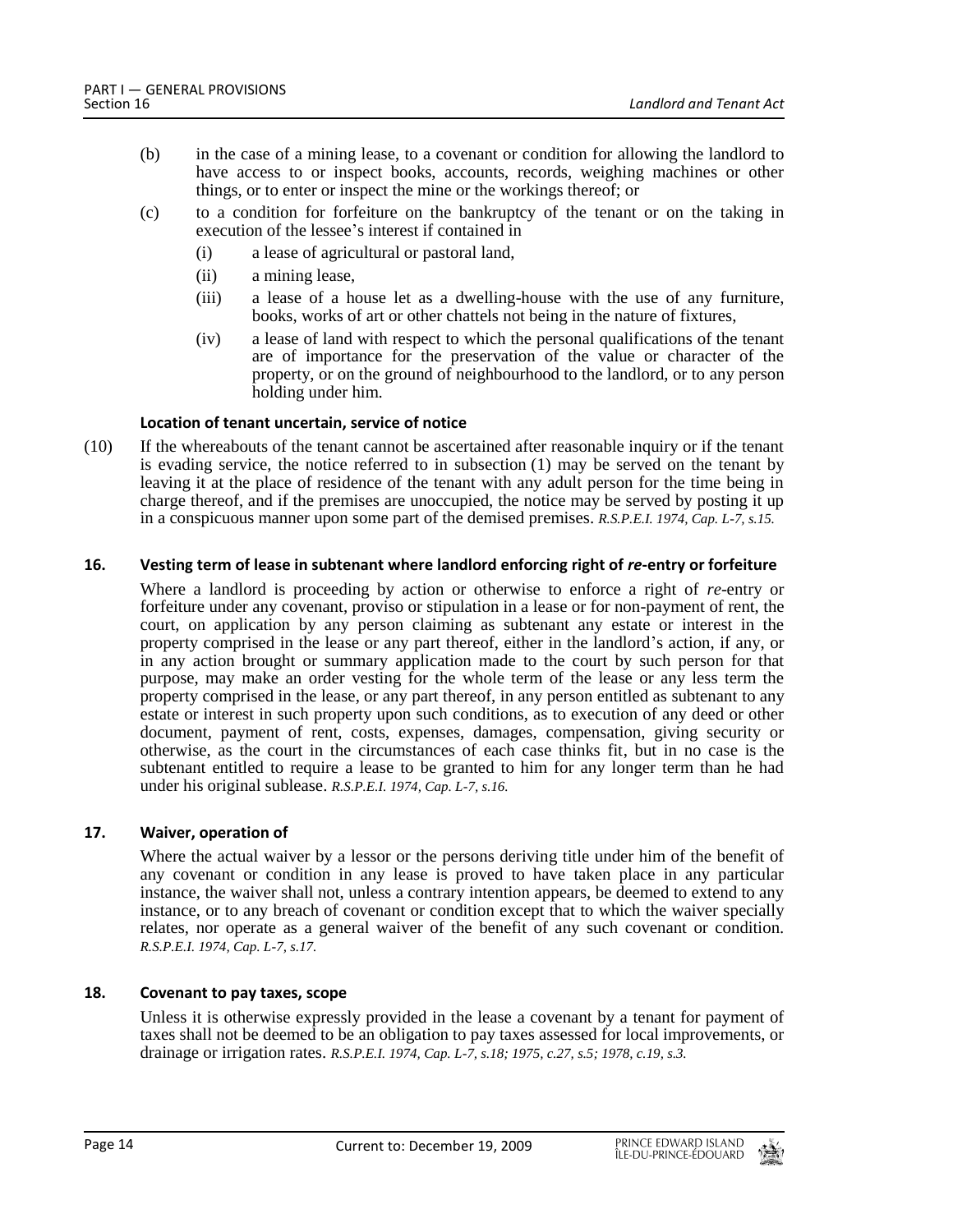(b) in the case of a mining lease, to a covenant or condition for allowing the landlord to have access to or inspect books, accounts, records, weighing machines or other things, or to enter or inspect the mine or the workings thereof; or

(c) to a condition for forfeiture on the bankruptcy of the tenant or on the taking in execution of the lessee's interest if contained in

(i) a lease of agricultural or pastoral land,

(ii) a mining lease,

(iii) a lease of a house let as a dwelling-house with the use of any furniture, books, works of art or other chattels not being in the nature of fixtures,

(iv) a lease of land with respect to which the personal qualifications of the tenant are of importance for the preservation of the value or character of the property, or on the ground of neighbourhood to the landlord, or to any person holding under him.

**Location of tenant uncertain, service of notice**

(10) If the whereabouts of the tenant cannot be ascertained after reasonable inquiry or if the tenant is evading service, the notice referred to in subsection (1) may be served on the tenant by leaving it at the place of residence of the tenant with any adult person for the time being in charge thereof, and if the premises are unoccupied, the notice may be served by posting it up in a conspicuous manner upon some part of the demised premises. *R.S.P.E.I. 1974, Cap. L-7, s.15.*

### 16. Vesting term of lease in subtenant where landlord enforcing right of *re*-entry or forfeiture

Where a landlord is proceeding by action or otherwise to enforce a right of *re*-entry or forfeiture under any covenant, proviso or stipulation in a lease or for non-payment of rent, the court, on application by any person claiming as subtenant any estate or interest in the property comprised in the lease or any part thereof, either in the landlord's action, if any, or in any action brought or summary application made to the court by such person for that purpose, may make an order vesting for the whole term of the lease or any less term the property comprised in the lease, or any part thereof, in any person entitled as subtenant to any estate or interest in such property upon such conditions, as to execution of any deed or other document, payment of rent, costs, expenses, damages, compensation, giving security or otherwise, as the court in the circumstances of each case thinks fit, but in no case is the subtenant entitled to require a lease to be granted to him for any longer term than he had under his original sublease. *R.S.P.E.I. 1974, Cap. L-7, s.16.*

### 17. Waiver, operation of

Where the actual waiver by a lessor or the persons deriving title under him of the benefit of any covenant or condition in any lease is proved to have taken place in any particular instance, the waiver shall not, unless a contrary intention appears, be deemed to extend to any instance, or to any breach of covenant or condition except that to which the waiver specially relates, nor operate as a general waiver of the benefit of any such covenant or condition. *R.S.P.E.I. 1974, Cap. L-7, s.17.*

### 18. Covenant to pay taxes, scope

Unless it is otherwise expressly provided in the lease a covenant by a tenant for payment of taxes shall not be deemed to be an obligation to pay taxes assessed for local improvements, or drainage or irrigation rates. *R.S.P.E.I. 1974, Cap. L-7, s.18; 1975, c.27, s.5; 1978, c.19, s.3.*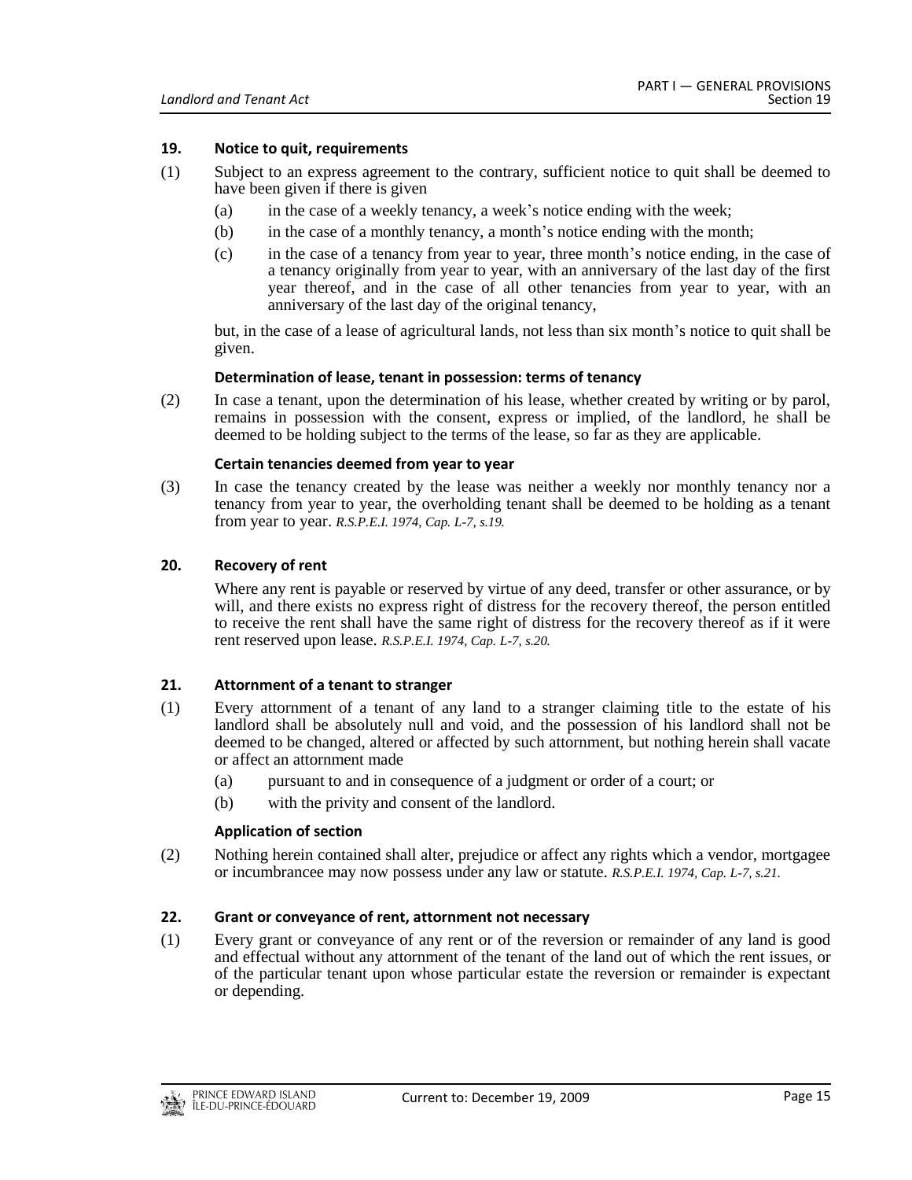### 19. Notice to quit, requirements

(1) Subject to an express agreement to the contrary, sufficient notice to quit shall be deemed to have been given if there is given

(a) in the case of a weekly tenancy, a week's notice ending with the week;

(b) in the case of a monthly tenancy, a month's notice ending with the month;

(c) in the case of a tenancy from year to year, three month's notice ending, in the case of a tenancy originally from year to year, with an anniversary of the last day of the first year thereof, and in the case of all other tenancies from year to year, with an anniversary of the last day of the original tenancy,

but, in the case of a lease of agricultural lands, not less than six month's notice to quit shall be given.

**Determination of lease, tenant in possession: terms of tenancy**

(2) In case a tenant, upon the determination of his lease, whether created by writing or by parol, remains in possession with the consent, express or implied, of the landlord, he shall be deemed to be holding subject to the terms of the lease, so far as they are applicable.

**Certain tenancies deemed from year to year**

(3) In case the tenancy created by the lease was neither a weekly nor monthly tenancy nor a tenancy from year to year, the overholding tenant shall be deemed to be holding as a tenant from year to year. *R.S.P.E.I. 1974, Cap. L-7, s.19.*

### 20. Recovery of rent

Where any rent is payable or reserved by virtue of any deed, transfer or other assurance, or by will, and there exists no express right of distress for the recovery thereof, the person entitled to receive the rent shall have the same right of distress for the recovery thereof as if it were rent reserved upon lease. *R.S.P.E.I. 1974, Cap. L-7, s.20.*

### 21. Attornment of a tenant to stranger

(1) Every attornment of a tenant of any land to a stranger claiming title to the estate of his landlord shall be absolutely null and void, and the possession of his landlord shall not be deemed to be changed, altered or affected by such attornment, but nothing herein shall vacate or affect an attornment made

(a) pursuant to and in consequence of a judgment or order of a court; or

(b) with the privity and consent of the landlord.

**Application of section**

(2) Nothing herein contained shall alter, prejudice or affect any rights which a vendor, mortgagee or incumbrancee may now possess under any law or statute. *R.S.P.E.I. 1974, Cap. L-7, s.21.*

### 22. Grant or conveyance of rent, attornment not necessary

(1) Every grant or conveyance of any rent or of the reversion or remainder of any land is good and effectual without any attornment of the tenant of the land out of which the rent issues, or of the particular tenant upon whose particular estate the reversion or remainder is expectant or depending.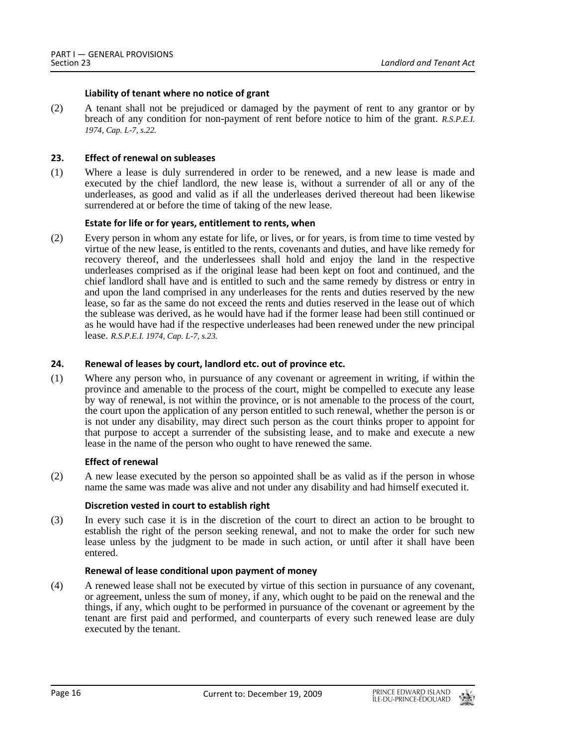**Liability of tenant where no notice of grant**

(2) A tenant shall not be prejudiced or damaged by the payment of rent to any grantor or by breach of any condition for non-payment of rent before notice to him of the grant. *R.S.P.E.I. 1974, Cap. L-7, s.22.*

### 23. Effect of renewal on subleases

(1) Where a lease is duly surrendered in order to be renewed, and a new lease is made and executed by the chief landlord, the new lease is, without a surrender of all or any of the underleases, as good and valid as if all the underleases derived thereout had been likewise surrendered at or before the time of taking of the new lease.

**Estate for life or for years, entitlement to rents, when**

(2) Every person in whom any estate for life, or lives, or for years, is from time to time vested by virtue of the new lease, is entitled to the rents, covenants and duties, and have like remedy for recovery thereof, and the underlessees shall hold and enjoy the land in the respective underleases comprised as if the original lease had been kept on foot and continued, and the chief landlord shall have and is entitled to such and the same remedy by distress or entry in and upon the land comprised in any underleases for the rents and duties reserved by the new lease, so far as the same do not exceed the rents and duties reserved in the lease out of which the sublease was derived, as he would have had if the former lease had been still continued or as he would have had if the respective underleases had been renewed under the new principal lease. *R.S.P.E.I. 1974, Cap. L-7, s.23.*

### 24. Renewal of leases by court, landlord etc. out of province etc.

(1) Where any person who, in pursuance of any covenant or agreement in writing, if within the province and amenable to the process of the court, might be compelled to execute any lease by way of renewal, is not within the province, or is not amenable to the process of the court, the court upon the application of any person entitled to such renewal, whether the person is or is not under any disability, may direct such person as the court thinks proper to appoint for that purpose to accept a surrender of the subsisting lease, and to make and execute a new lease in the name of the person who ought to have renewed the same.

**Effect of renewal**

(2) A new lease executed by the person so appointed shall be as valid as if the person in whose name the same was made was alive and not under any disability and had himself executed it.

**Discretion vested in court to establish right**

(3) In every such case it is in the discretion of the court to direct an action to be brought to establish the right of the person seeking renewal, and not to make the order for such new lease unless by the judgment to be made in such action, or until after it shall have been entered.

**Renewal of lease conditional upon payment of money**

(4) A renewed lease shall not be executed by virtue of this section in pursuance of any covenant, or agreement, unless the sum of money, if any, which ought to be paid on the renewal and the things, if any, which ought to be performed in pursuance of the covenant or agreement by the tenant are first paid and performed, and counterparts of every such renewed lease are duly executed by the tenant.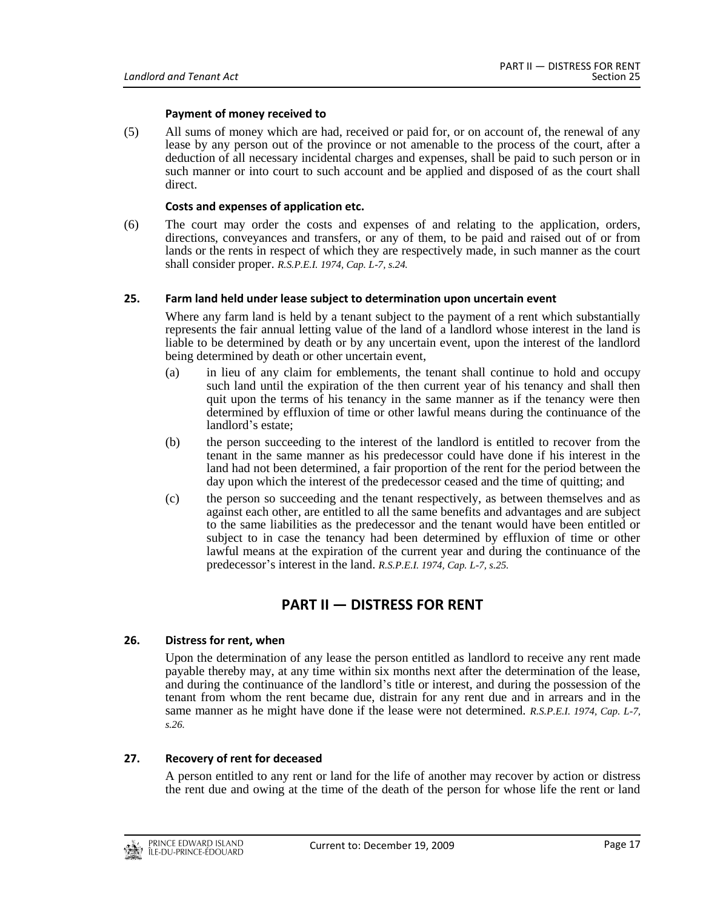**Payment of money received to**

(5) All sums of money which are had, received or paid for, or on account of, the renewal of any lease by any person out of the province or not amenable to the process of the court, after a deduction of all necessary incidental charges and expenses, shall be paid to such person or in such manner or into court to such account and be applied and disposed of as the court shall direct.

**Costs and expenses of application etc.**

(6) The court may order the costs and expenses of and relating to the application, orders, directions, conveyances and transfers, or any of them, to be paid and raised out of or from lands or the rents in respect of which they are respectively made, in such manner as the court shall consider proper. *R.S.P.E.I. 1974, Cap. L-7, s.24.*

**25. Farm land held under lease subject to determination upon uncertain event**

Where any farm land is held by a tenant subject to the payment of a rent which substantially represents the fair annual letting value of the land of a landlord whose interest in the land is liable to be determined by death or by any uncertain event, upon the interest of the landlord being determined by death or other uncertain event,

(a) in lieu of any claim for emblements, the tenant shall continue to hold and occupy such land until the expiration of the then current year of his tenancy and shall then quit upon the terms of his tenancy in the same manner as if the tenancy were then determined by effluxion of time or other lawful means during the continuance of the landlord's estate;

(b) the person succeeding to the interest of the landlord is entitled to recover from the tenant in the same manner as his predecessor could have done if his interest in the land had not been determined, a fair proportion of the rent for the period between the day upon which the interest of the predecessor ceased and the time of quitting; and

(c) the person so succeeding and the tenant respectively, as between themselves and as against each other, are entitled to all the same benefits and advantages and are subject to the same liabilities as the predecessor and the tenant would have been entitled or subject to in case the tenancy had been determined by effluxion of time or other lawful means at the expiration of the current year and during the continuance of the predecessor's interest in the land. *R.S.P.E.I. 1974, Cap. L-7, s.25.*

## PART II — DISTRESS FOR RENT

**26. Distress for rent, when**

Upon the determination of any lease the person entitled as landlord to receive any rent made payable thereby may, at any time within six months next after the determination of the lease, and during the continuance of the landlord's title or interest, and during the possession of the tenant from whom the rent became due, distrain for any rent due and in arrears and in the same manner as he might have done if the lease were not determined. *R.S.P.E.I. 1974, Cap. L-7, s.26.*

**27. Recovery of rent for deceased**

A person entitled to any rent or land for the life of another may recover by action or distress the rent due and owing at the time of the death of the person for whose life the rent or land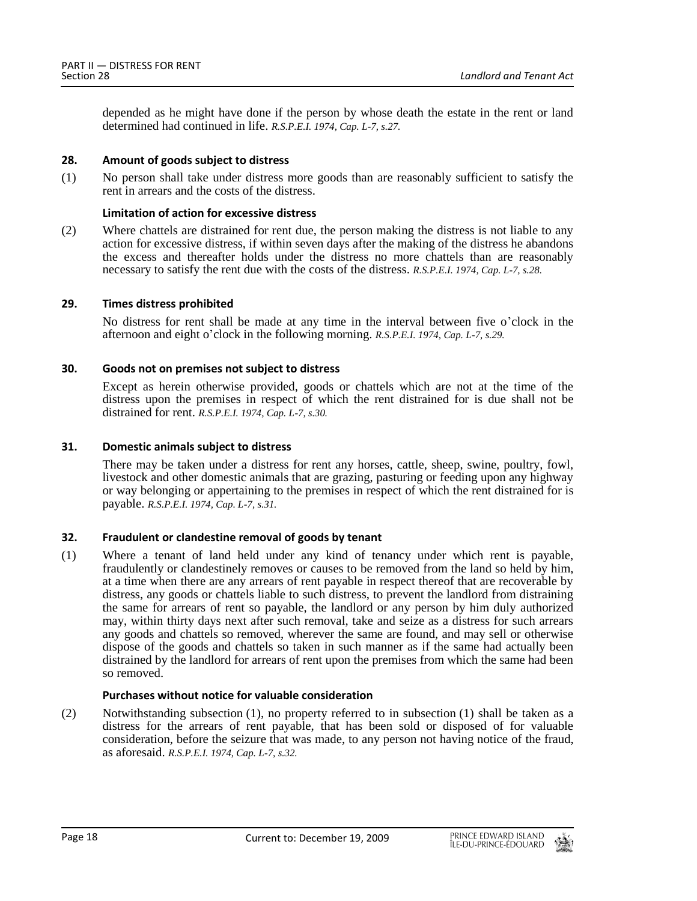depended as he might have done if the person by whose death the estate in the rent or land determined had continued in life. *R.S.P.E.I. 1974, Cap. L-7, s.27.*

### 28. Amount of goods subject to distress

(1) No person shall take under distress more goods than are reasonably sufficient to satisfy the rent in arrears and the costs of the distress.

#### Limitation of action for excessive distress

(2) Where chattels are distrained for rent due, the person making the distress is not liable to any action for excessive distress, if within seven days after the making of the distress he abandons the excess and thereafter holds under the distress no more chattels than are reasonably necessary to satisfy the rent due with the costs of the distress. *R.S.P.E.I. 1974, Cap. L-7, s.28.*

### 29. Times distress prohibited

No distress for rent shall be made at any time in the interval between five o'clock in the afternoon and eight o'clock in the following morning. *R.S.P.E.I. 1974, Cap. L-7, s.29.*

### 30. Goods not on premises not subject to distress

Except as herein otherwise provided, goods or chattels which are not at the time of the distress upon the premises in respect of which the rent distrained for is due shall not be distrained for rent. *R.S.P.E.I. 1974, Cap. L-7, s.30.*

### 31. Domestic animals subject to distress

There may be taken under a distress for rent any horses, cattle, sheep, swine, poultry, fowl, livestock and other domestic animals that are grazing, pasturing or feeding upon any highway or way belonging or appertaining to the premises in respect of which the rent distrained for is payable. *R.S.P.E.I. 1974, Cap. L-7, s.31.*

### 32. Fraudulent or clandestine removal of goods by tenant

(1) Where a tenant of land held under any kind of tenancy under which rent is payable, fraudulently or clandestinely removes or causes to be removed from the land so held by him, at a time when there are any arrears of rent payable in respect thereof that are recoverable by distress, any goods or chattels liable to such distress, to prevent the landlord from distraining the same for arrears of rent so payable, the landlord or any person by him duly authorized may, within thirty days next after such removal, take and seize as a distress for such arrears any goods and chattels so removed, wherever the same are found, and may sell or otherwise dispose of the goods and chattels so taken in such manner as if the same had actually been distrained by the landlord for arrears of rent upon the premises from which the same had been so removed.

#### Purchases without notice for valuable consideration

(2) Notwithstanding subsection (1), no property referred to in subsection (1) shall be taken as a distress for the arrears of rent payable, that has been sold or disposed of for valuable consideration, before the seizure that was made, to any person not having notice of the fraud, as aforesaid. *R.S.P.E.I. 1974, Cap. L-7, s.32.*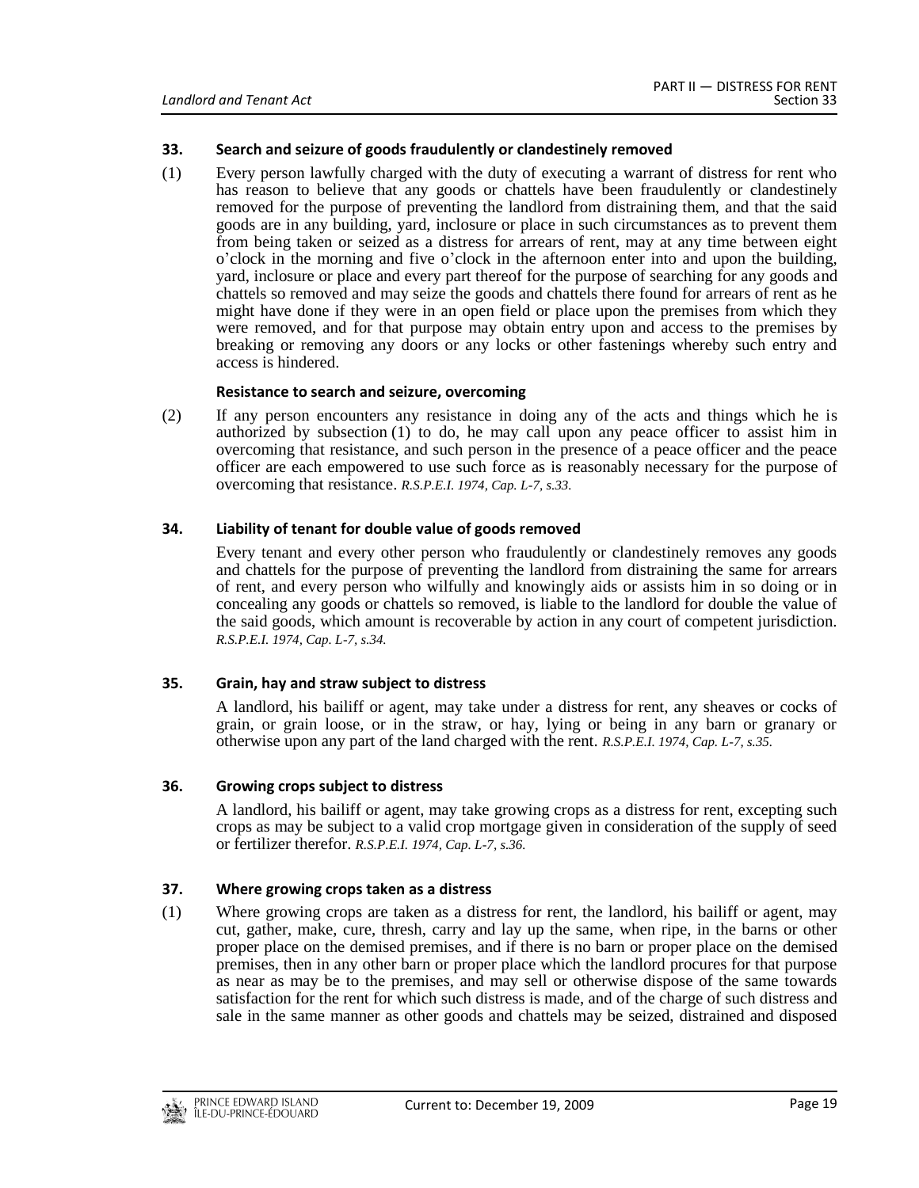### 33. Search and seizure of goods fraudulently or clandestinely removed

(1) Every person lawfully charged with the duty of executing a warrant of distress for rent who has reason to believe that any goods or chattels have been fraudulently or clandestinely removed for the purpose of preventing the landlord from distraining them, and that the said goods are in any building, yard, inclosure or place in such circumstances as to prevent them from being taken or seized as a distress for arrears of rent, may at any time between eight o'clock in the morning and five o'clock in the afternoon enter into and upon the building, yard, inclosure or place and every part thereof for the purpose of searching for any goods and chattels so removed and may seize the goods and chattels there found for arrears of rent as he might have done if they were in an open field or place upon the premises from which they were removed, and for that purpose may obtain entry upon and access to the premises by breaking or removing any doors or any locks or other fastenings whereby such entry and access is hindered.

**Resistance to search and seizure, overcoming**

(2) If any person encounters any resistance in doing any of the acts and things which he is authorized by subsection (1) to do, he may call upon any peace officer to assist him in overcoming that resistance, and such person in the presence of a peace officer and the peace officer are each empowered to use such force as is reasonably necessary for the purpose of overcoming that resistance. *R.S.P.E.I. 1974, Cap. L-7, s.33.*

### 34. Liability of tenant for double value of goods removed

Every tenant and every other person who fraudulently or clandestinely removes any goods and chattels for the purpose of preventing the landlord from distraining the same for arrears of rent, and every person who wilfully and knowingly aids or assists him in so doing or in concealing any goods or chattels so removed, is liable to the landlord for double the value of the said goods, which amount is recoverable by action in any court of competent jurisdiction. *R.S.P.E.I. 1974, Cap. L-7, s.34.*

### 35. Grain, hay and straw subject to distress

A landlord, his bailiff or agent, may take under a distress for rent, any sheaves or cocks of grain, or grain loose, or in the straw, or hay, lying or being in any barn or granary or otherwise upon any part of the land charged with the rent. *R.S.P.E.I. 1974, Cap. L-7, s.35.*

### 36. Growing crops subject to distress

A landlord, his bailiff or agent, may take growing crops as a distress for rent, excepting such crops as may be subject to a valid crop mortgage given in consideration of the supply of seed or fertilizer therefor. *R.S.P.E.I. 1974, Cap. L-7, s.36.*

### 37. Where growing crops taken as a distress

(1) Where growing crops are taken as a distress for rent, the landlord, his bailiff or agent, may cut, gather, make, cure, thresh, carry and lay up the same, when ripe, in the barns or other proper place on the demised premises, and if there is no barn or proper place on the demised premises, then in any other barn or proper place which the landlord procures for that purpose as near as may be to the premises, and may sell or otherwise dispose of the same towards satisfaction for the rent for which such distress is made, and of the charge of such distress and sale in the same manner as other goods and chattels may be seized, distrained and disposed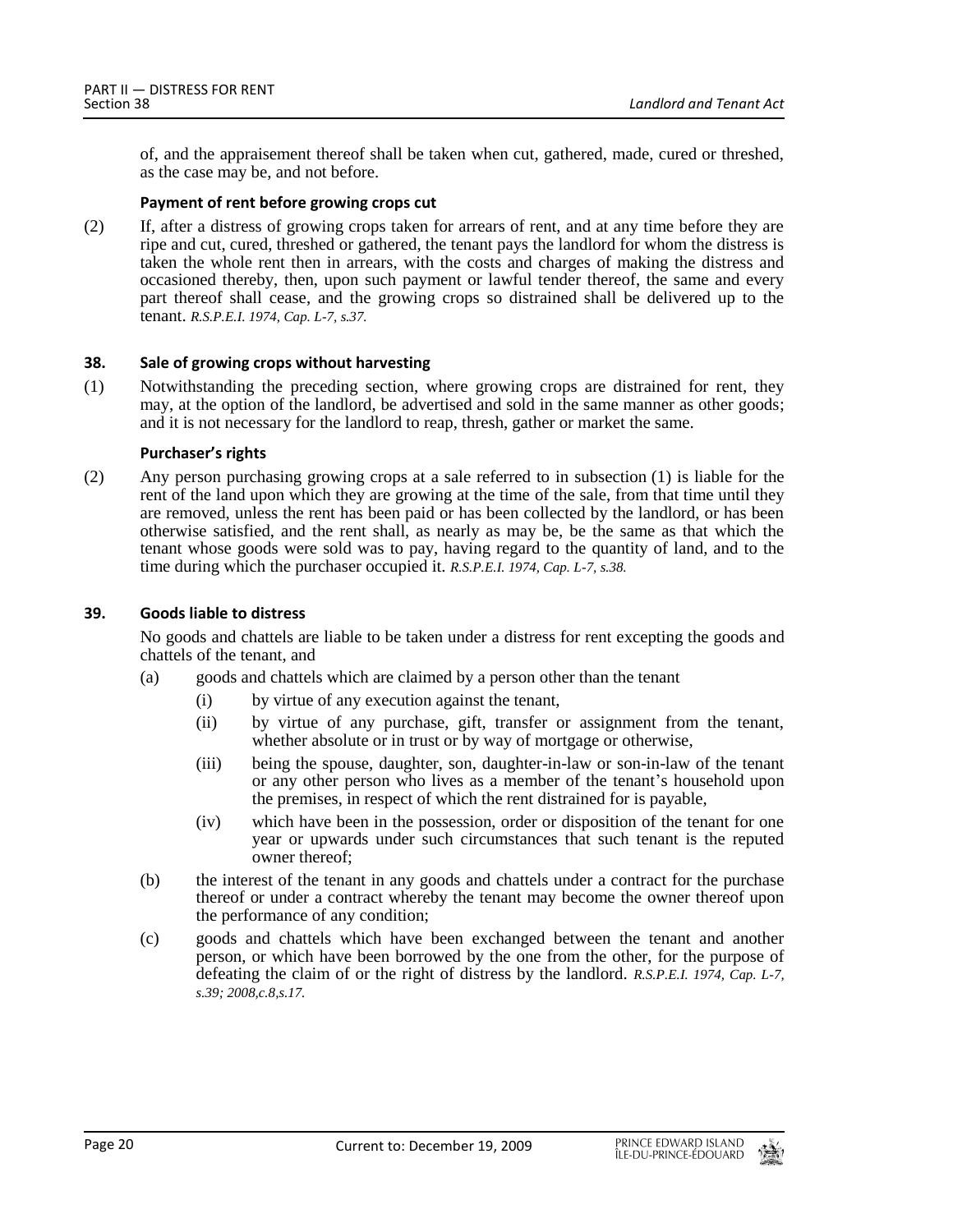of, and the appraisement thereof shall be taken when cut, gathered, made, cured or threshed, as the case may be, and not before.

**Payment of rent before growing crops cut**

(2) If, after a distress of growing crops taken for arrears of rent, and at any time before they are ripe and cut, cured, threshed or gathered, the tenant pays the landlord for whom the distress is taken the whole rent then in arrears, with the costs and charges of making the distress and occasioned thereby, then, upon such payment or lawful tender thereof, the same and every part thereof shall cease, and the growing crops so distrained shall be delivered up to the tenant. *R.S.P.E.I. 1974, Cap. L-7, s.37.*

### 38. Sale of growing crops without harvesting

(1) Notwithstanding the preceding section, where growing crops are distrained for rent, they may, at the option of the landlord, be advertised and sold in the same manner as other goods; and it is not necessary for the landlord to reap, thresh, gather or market the same.

**Purchaser's rights**

(2) Any person purchasing growing crops at a sale referred to in subsection (1) is liable for the rent of the land upon which they are growing at the time of the sale, from that time until they are removed, unless the rent has been paid or has been collected by the landlord, or has been otherwise satisfied, and the rent shall, as nearly as may be, be the same as that which the tenant whose goods were sold was to pay, having regard to the quantity of land, and to the time during which the purchaser occupied it. *R.S.P.E.I. 1974, Cap. L-7, s.38.*

### 39. Goods liable to distress

No goods and chattels are liable to be taken under a distress for rent excepting the goods and chattels of the tenant, and

(a) goods and chattels which are claimed by a person other than the tenant

(i) by virtue of any execution against the tenant,

(ii) by virtue of any purchase, gift, transfer or assignment from the tenant, whether absolute or in trust or by way of mortgage or otherwise,

(iii) being the spouse, daughter, son, daughter-in-law or son-in-law of the tenant or any other person who lives as a member of the tenant's household upon the premises, in respect of which the rent distrained for is payable,

(iv) which have been in the possession, order or disposition of the tenant for one year or upwards under such circumstances that such tenant is the reputed owner thereof;

(b) the interest of the tenant in any goods and chattels under a contract for the purchase thereof or under a contract whereby the tenant may become the owner thereof upon the performance of any condition;

(c) goods and chattels which have been exchanged between the tenant and another person, or which have been borrowed by the one from the other, for the purpose of defeating the claim of or the right of distress by the landlord. *R.S.P.E.I. 1974, Cap. L-7, s.39; 2008,c.8,s.17.*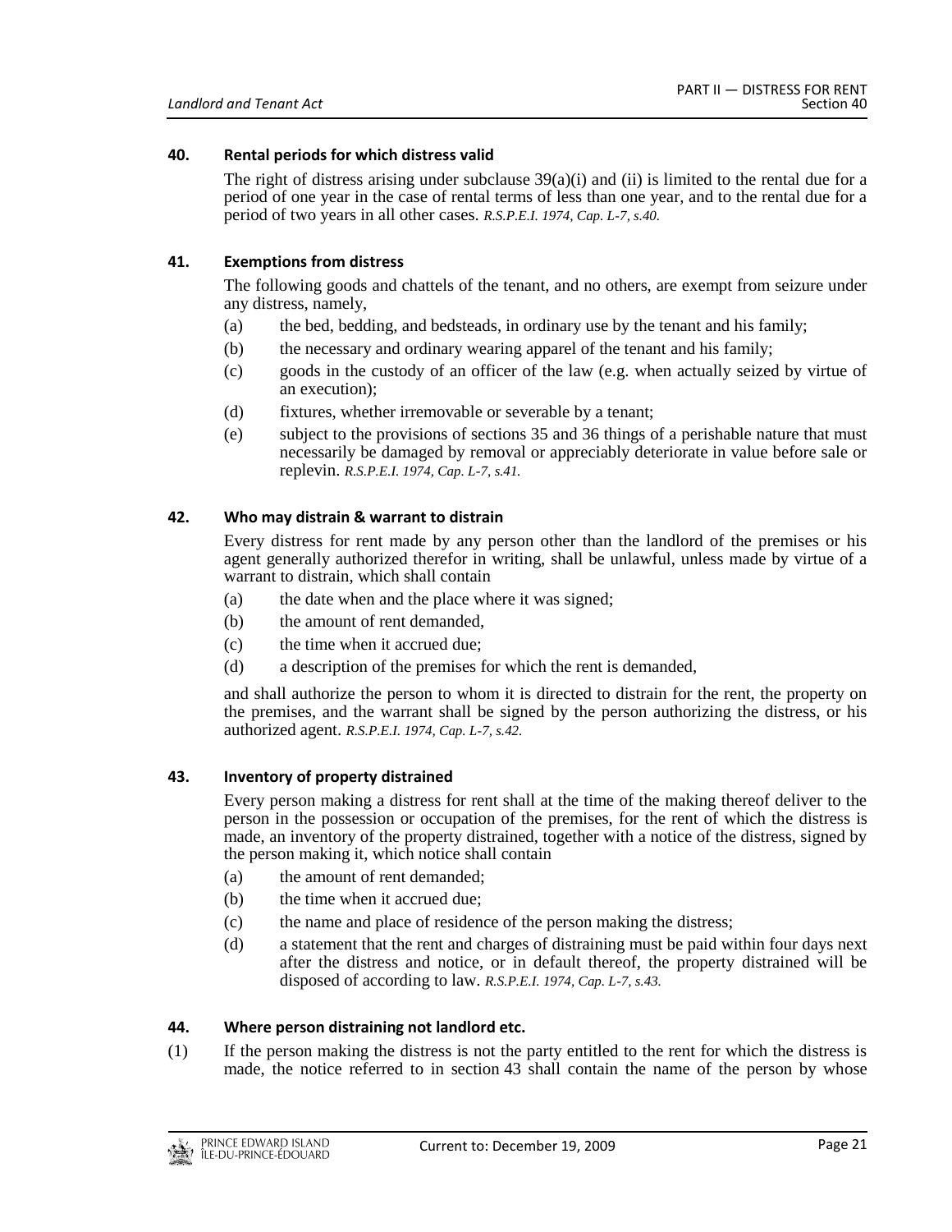### 40. Rental periods for which distress valid

The right of distress arising under subclause 39(a)(i) and (ii) is limited to the rental due for a period of one year in the case of rental terms of less than one year, and to the rental due for a period of two years in all other cases. *R.S.P.E.I. 1974, Cap. L-7, s.40.*

### 41. Exemptions from distress

The following goods and chattels of the tenant, and no others, are exempt from seizure under any distress, namely,

(a) the bed, bedding, and bedsteads, in ordinary use by the tenant and his family;

(b) the necessary and ordinary wearing apparel of the tenant and his family;

(c) goods in the custody of an officer of the law (e.g. when actually seized by virtue of an execution);

(d) fixtures, whether irremovable or severable by a tenant;

(e) subject to the provisions of sections 35 and 36 things of a perishable nature that must necessarily be damaged by removal or appreciably deteriorate in value before sale or replevin. *R.S.P.E.I. 1974, Cap. L-7, s.41.*

### 42. Who may distrain & warrant to distrain

Every distress for rent made by any person other than the landlord of the premises or his agent generally authorized therefor in writing, shall be unlawful, unless made by virtue of a warrant to distrain, which shall contain

(a) the date when and the place where it was signed;

(b) the amount of rent demanded,

(c) the time when it accrued due;

(d) a description of the premises for which the rent is demanded,

and shall authorize the person to whom it is directed to distrain for the rent, the property on the premises, and the warrant shall be signed by the person authorizing the distress, or his authorized agent. *R.S.P.E.I. 1974, Cap. L-7, s.42.*

### 43. Inventory of property distrained

Every person making a distress for rent shall at the time of the making thereof deliver to the person in the possession or occupation of the premises, for the rent of which the distress is made, an inventory of the property distrained, together with a notice of the distress, signed by the person making it, which notice shall contain

(a) the amount of rent demanded;

(b) the time when it accrued due;

(c) the name and place of residence of the person making the distress;

(d) a statement that the rent and charges of distraining must be paid within four days next after the distress and notice, or in default thereof, the property distrained will be disposed of according to law. *R.S.P.E.I. 1974, Cap. L-7, s.43.*

### 44. Where person distraining not landlord etc.

(1) If the person making the distress is not the party entitled to the rent for which the distress is made, the notice referred to in section 43 shall contain the name of the person by whose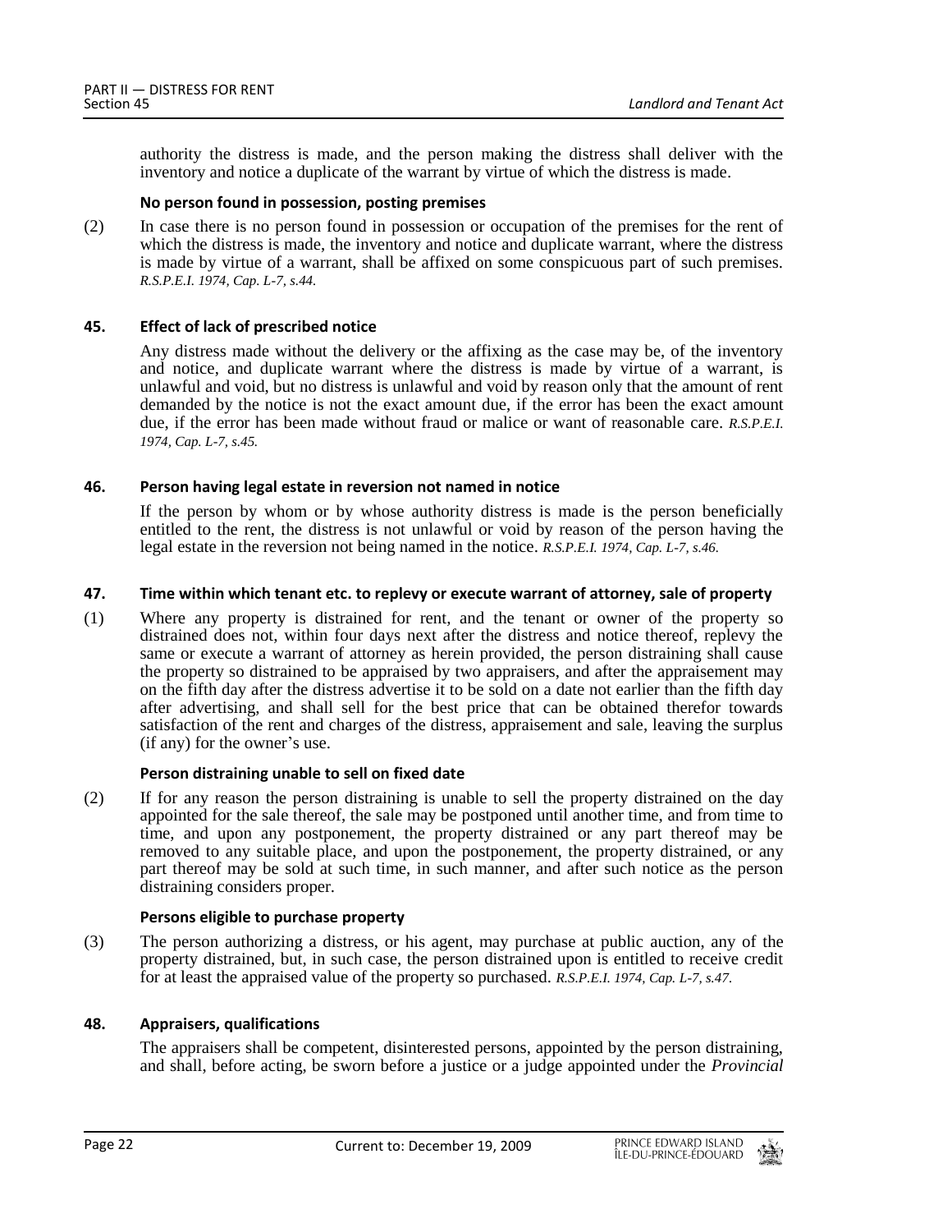authority the distress is made, and the person making the distress shall deliver with the inventory and notice a duplicate of the warrant by virtue of which the distress is made.

**No person found in possession, posting premises**

(2) In case there is no person found in possession or occupation of the premises for the rent of which the distress is made, the inventory and notice and duplicate warrant, where the distress is made by virtue of a warrant, shall be affixed on some conspicuous part of such premises. *R.S.P.E.I. 1974, Cap. L-7, s.44.*

**45. Effect of lack of prescribed notice**

Any distress made without the delivery or the affixing as the case may be, of the inventory and notice, and duplicate warrant where the distress is made by virtue of a warrant, is unlawful and void, but no distress is unlawful and void by reason only that the amount of rent demanded by the notice is not the exact amount due, if the error has been the exact amount due, if the error has been made without fraud or malice or want of reasonable care. *R.S.P.E.I. 1974, Cap. L-7, s.45.*

**46. Person having legal estate in reversion not named in notice**

If the person by whom or by whose authority distress is made is the person beneficially entitled to the rent, the distress is not unlawful or void by reason of the person having the legal estate in the reversion not being named in the notice. *R.S.P.E.I. 1974, Cap. L-7, s.46.*

**47. Time within which tenant etc. to replevy or execute warrant of attorney, sale of property**

(1) Where any property is distrained for rent, and the tenant or owner of the property so distrained does not, within four days next after the distress and notice thereof, replevy the same or execute a warrant of attorney as herein provided, the person distraining shall cause the property so distrained to be appraised by two appraisers, and after the appraisement may on the fifth day after the distress advertise it to be sold on a date not earlier than the fifth day after advertising, and shall sell for the best price that can be obtained therefor towards satisfaction of the rent and charges of the distress, appraisement and sale, leaving the surplus (if any) for the owner's use.

**Person distraining unable to sell on fixed date**

(2) If for any reason the person distraining is unable to sell the property distrained on the day appointed for the sale thereof, the sale may be postponed until another time, and from time to time, and upon any postponement, the property distrained or any part thereof may be removed to any suitable place, and upon the postponement, the property distrained, or any part thereof may be sold at such time, in such manner, and after such notice as the person distraining considers proper.

**Persons eligible to purchase property**

(3) The person authorizing a distress, or his agent, may purchase at public auction, any of the property distrained, but, in such case, the person distrained upon is entitled to receive credit for at least the appraised value of the property so purchased. *R.S.P.E.I. 1974, Cap. L-7, s.47.*

**48. Appraisers, qualifications**

The appraisers shall be competent, disinterested persons, appointed by the person distraining, and shall, before acting, be sworn before a justice or a judge appointed under the *Provincial*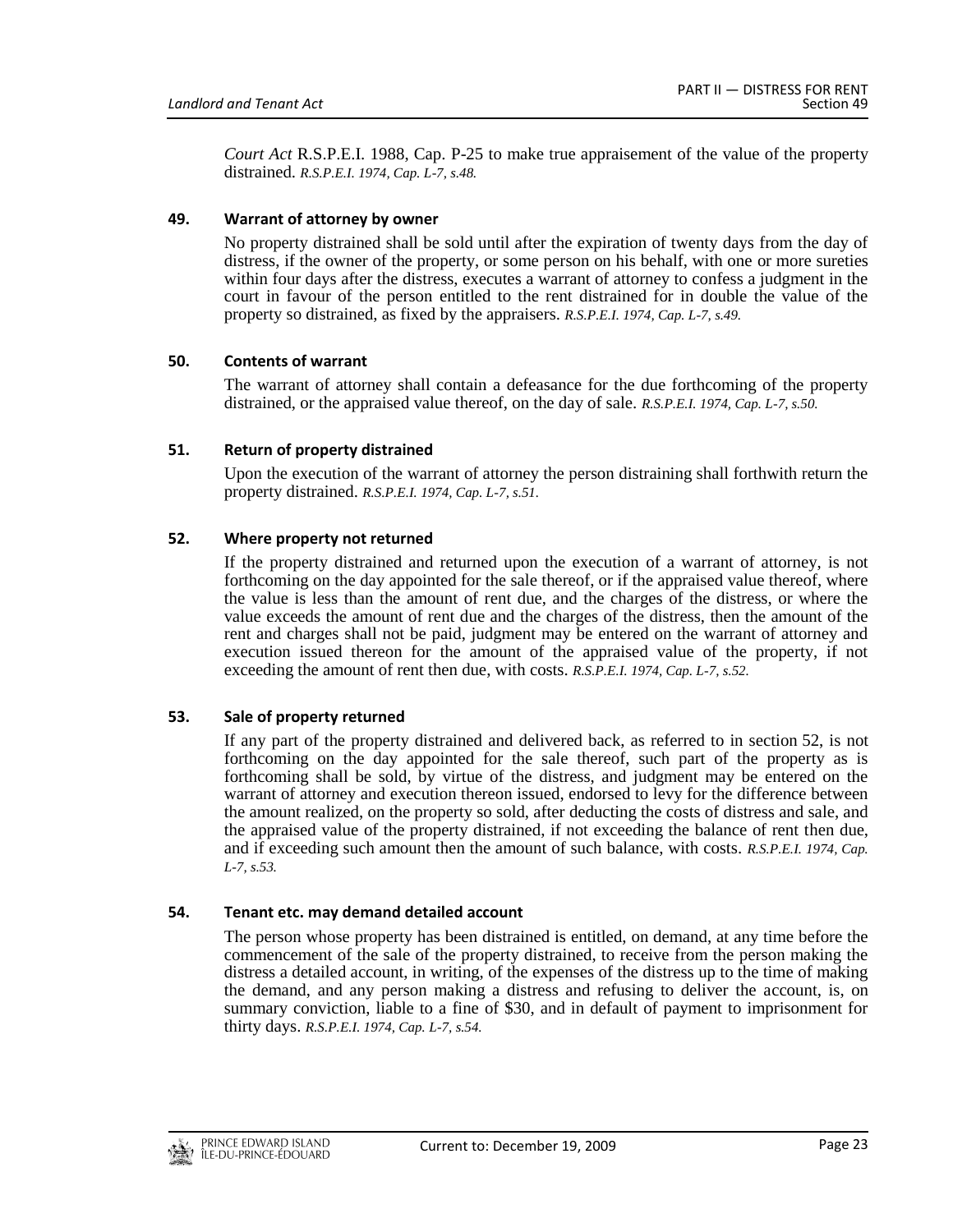*Court Act* R.S.P.E.I. 1988, Cap. P-25 to make true appraisement of the value of the property distrained. *R.S.P.E.I. 1974, Cap. L-7, s.48.*

**49. Warrant of attorney by owner**

No property distrained shall be sold until after the expiration of twenty days from the day of distress, if the owner of the property, or some person on his behalf, with one or more sureties within four days after the distress, executes a warrant of attorney to confess a judgment in the court in favour of the person entitled to the rent distrained for in double the value of the property so distrained, as fixed by the appraisers. *R.S.P.E.I. 1974, Cap. L-7, s.49.*

**50. Contents of warrant**

The warrant of attorney shall contain a defeasance for the due forthcoming of the property distrained, or the appraised value thereof, on the day of sale. *R.S.P.E.I. 1974, Cap. L-7, s.50.*

**51. Return of property distrained**

Upon the execution of the warrant of attorney the person distraining shall forthwith return the property distrained. *R.S.P.E.I. 1974, Cap. L-7, s.51.*

**52. Where property not returned**

If the property distrained and returned upon the execution of a warrant of attorney, is not forthcoming on the day appointed for the sale thereof, or if the appraised value thereof, where the value is less than the amount of rent due, and the charges of the distress, or where the value exceeds the amount of rent due and the charges of the distress, then the amount of the rent and charges shall not be paid, judgment may be entered on the warrant of attorney and execution issued thereon for the amount of the appraised value of the property, if not exceeding the amount of rent then due, with costs. *R.S.P.E.I. 1974, Cap. L-7, s.52.*

**53. Sale of property returned**

If any part of the property distrained and delivered back, as referred to in section 52, is not forthcoming on the day appointed for the sale thereof, such part of the property as is forthcoming shall be sold, by virtue of the distress, and judgment may be entered on the warrant of attorney and execution thereon issued, endorsed to levy for the difference between the amount realized, on the property so sold, after deducting the costs of distress and sale, and the appraised value of the property distrained, if not exceeding the balance of rent then due, and if exceeding such amount then the amount of such balance, with costs. *R.S.P.E.I. 1974, Cap. L-7, s.53.*

**54. Tenant etc. may demand detailed account**

The person whose property has been distrained is entitled, on demand, at any time before the commencement of the sale of the property distrained, to receive from the person making the distress a detailed account, in writing, of the expenses of the distress up to the time of making the demand, and any person making a distress and refusing to deliver the account, is, on summary conviction, liable to a fine of $30, and in default of payment to imprisonment for thirty days. *R.S.P.E.I. 1974, Cap. L-7, s.54.*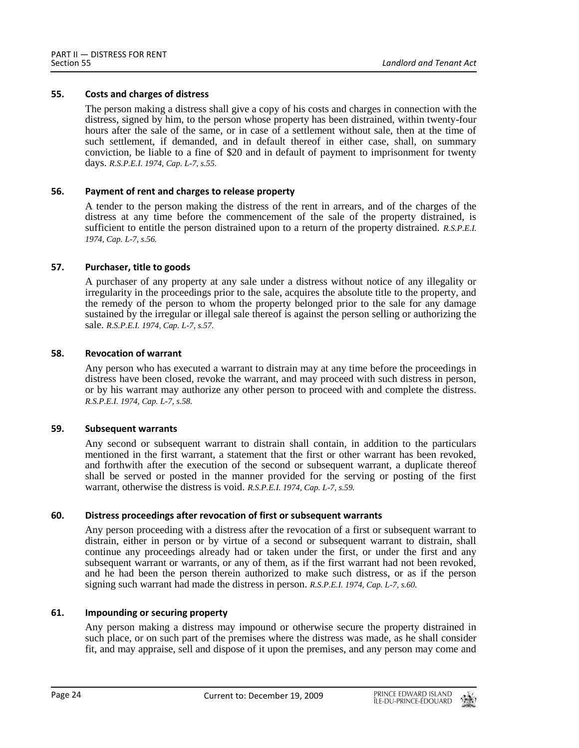### 55. Costs and charges of distress

The person making a distress shall give a copy of his costs and charges in connection with the distress, signed by him, to the person whose property has been distrained, within twenty-four hours after the sale of the same, or in case of a settlement without sale, then at the time of such settlement, if demanded, and in default thereof in either case, shall, on summary conviction, be liable to a fine of $20 and in default of payment to imprisonment for twenty days. *R.S.P.E.I. 1974, Cap. L-7, s.55.*

### 56. Payment of rent and charges to release property

A tender to the person making the distress of the rent in arrears, and of the charges of the distress at any time before the commencement of the sale of the property distrained, is sufficient to entitle the person distrained upon to a return of the property distrained. *R.S.P.E.I. 1974, Cap. L-7, s.56.*

### 57. Purchaser, title to goods

A purchaser of any property at any sale under a distress without notice of any illegality or irregularity in the proceedings prior to the sale, acquires the absolute title to the property, and the remedy of the person to whom the property belonged prior to the sale for any damage sustained by the irregular or illegal sale thereof is against the person selling or authorizing the sale. *R.S.P.E.I. 1974, Cap. L-7, s.57.*

### 58. Revocation of warrant

Any person who has executed a warrant to distrain may at any time before the proceedings in distress have been closed, revoke the warrant, and may proceed with such distress in person, or by his warrant may authorize any other person to proceed with and complete the distress. *R.S.P.E.I. 1974, Cap. L-7, s.58.*

### 59. Subsequent warrants

Any second or subsequent warrant to distrain shall contain, in addition to the particulars mentioned in the first warrant, a statement that the first or other warrant has been revoked, and forthwith after the execution of the second or subsequent warrant, a duplicate thereof shall be served or posted in the manner provided for the serving or posting of the first warrant, otherwise the distress is void. *R.S.P.E.I. 1974, Cap. L-7, s.59.*

### 60. Distress proceedings after revocation of first or subsequent warrants

Any person proceeding with a distress after the revocation of a first or subsequent warrant to distrain, either in person or by virtue of a second or subsequent warrant to distrain, shall continue any proceedings already had or taken under the first, or under the first and any subsequent warrant or warrants, or any of them, as if the first warrant had not been revoked, and he had been the person therein authorized to make such distress, or as if the person signing such warrant had made the distress in person. *R.S.P.E.I. 1974, Cap. L-7, s.60.*

### 61. Impounding or securing property

Any person making a distress may impound or otherwise secure the property distrained in such place, or on such part of the premises where the distress was made, as he shall consider fit, and may appraise, sell and dispose of it upon the premises, and any person may come and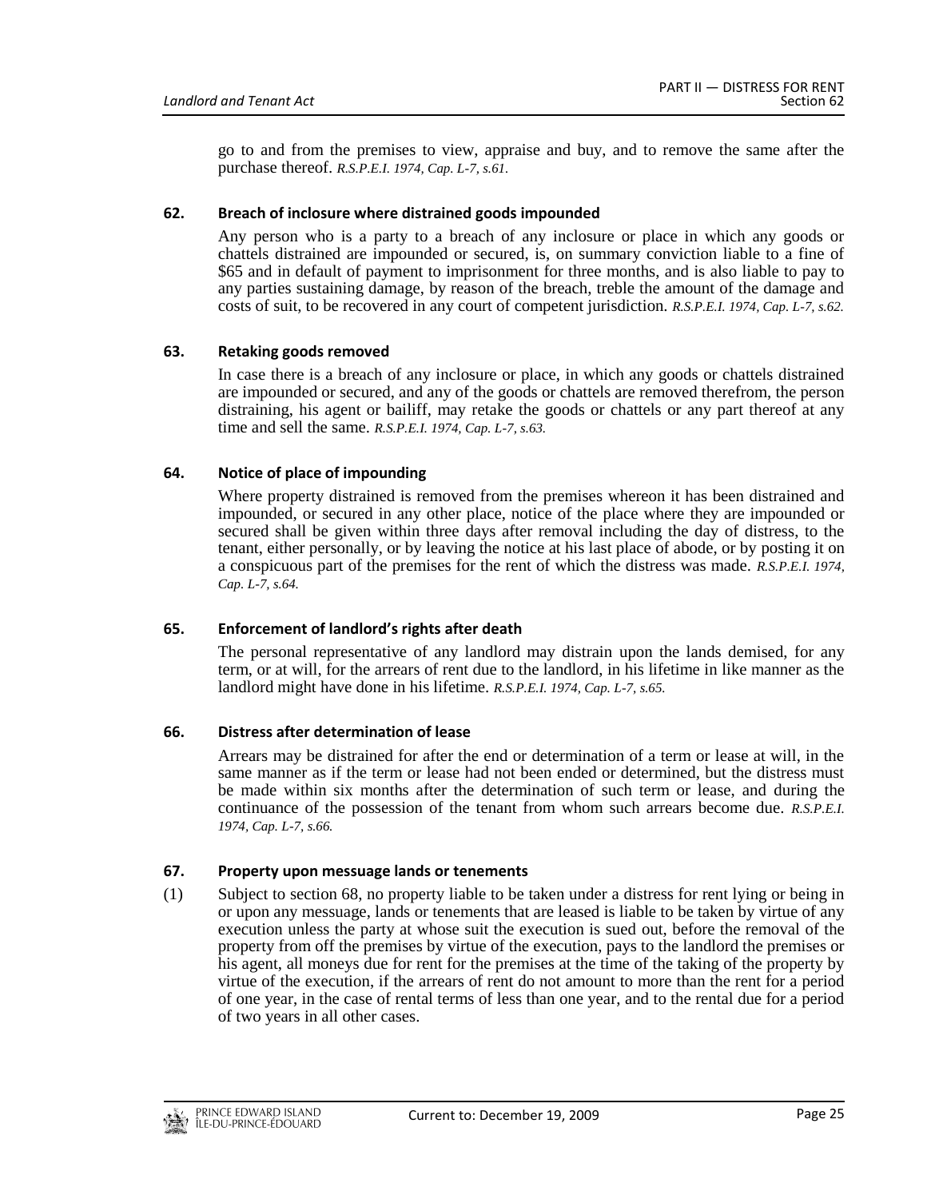go to and from the premises to view, appraise and buy, and to remove the same after the purchase thereof. *R.S.P.E.I. 1974, Cap. L-7, s.61.*

### 62. Breach of inclosure where distrained goods impounded

Any person who is a party to a breach of any inclosure or place in which any goods or chattels distrained are impounded or secured, is, on summary conviction liable to a fine of $65 and in default of payment to imprisonment for three months, and is also liable to pay to any parties sustaining damage, by reason of the breach, treble the amount of the damage and costs of suit, to be recovered in any court of competent jurisdiction. *R.S.P.E.I. 1974, Cap. L-7, s.62.*

### 63. Retaking goods removed

In case there is a breach of any inclosure or place, in which any goods or chattels distrained are impounded or secured, and any of the goods or chattels are removed therefrom, the person distraining, his agent or bailiff, may retake the goods or chattels or any part thereof at any time and sell the same. *R.S.P.E.I. 1974, Cap. L-7, s.63.*

### 64. Notice of place of impounding

Where property distrained is removed from the premises whereon it has been distrained and impounded, or secured in any other place, notice of the place where they are impounded or secured shall be given within three days after removal including the day of distress, to the tenant, either personally, or by leaving the notice at his last place of abode, or by posting it on a conspicuous part of the premises for the rent of which the distress was made. *R.S.P.E.I. 1974, Cap. L-7, s.64.*

### 65. Enforcement of landlord's rights after death

The personal representative of any landlord may distrain upon the lands demised, for any term, or at will, for the arrears of rent due to the landlord, in his lifetime in like manner as the landlord might have done in his lifetime. *R.S.P.E.I. 1974, Cap. L-7, s.65.*

### 66. Distress after determination of lease

Arrears may be distrained for after the end or determination of a term or lease at will, in the same manner as if the term or lease had not been ended or determined, but the distress must be made within six months after the determination of such term or lease, and during the continuance of the possession of the tenant from whom such arrears become due. *R.S.P.E.I. 1974, Cap. L-7, s.66.*

### 67. Property upon messuage lands or tenements

(1) Subject to section 68, no property liable to be taken under a distress for rent lying or being in or upon any messuage, lands or tenements that are leased is liable to be taken by virtue of any execution unless the party at whose suit the execution is sued out, before the removal of the property from off the premises by virtue of the execution, pays to the landlord the premises or his agent, all moneys due for rent for the premises at the time of the taking of the property by virtue of the execution, if the arrears of rent do not amount to more than the rent for a period of one year, in the case of rental terms of less than one year, and to the rental due for a period of two years in all other cases.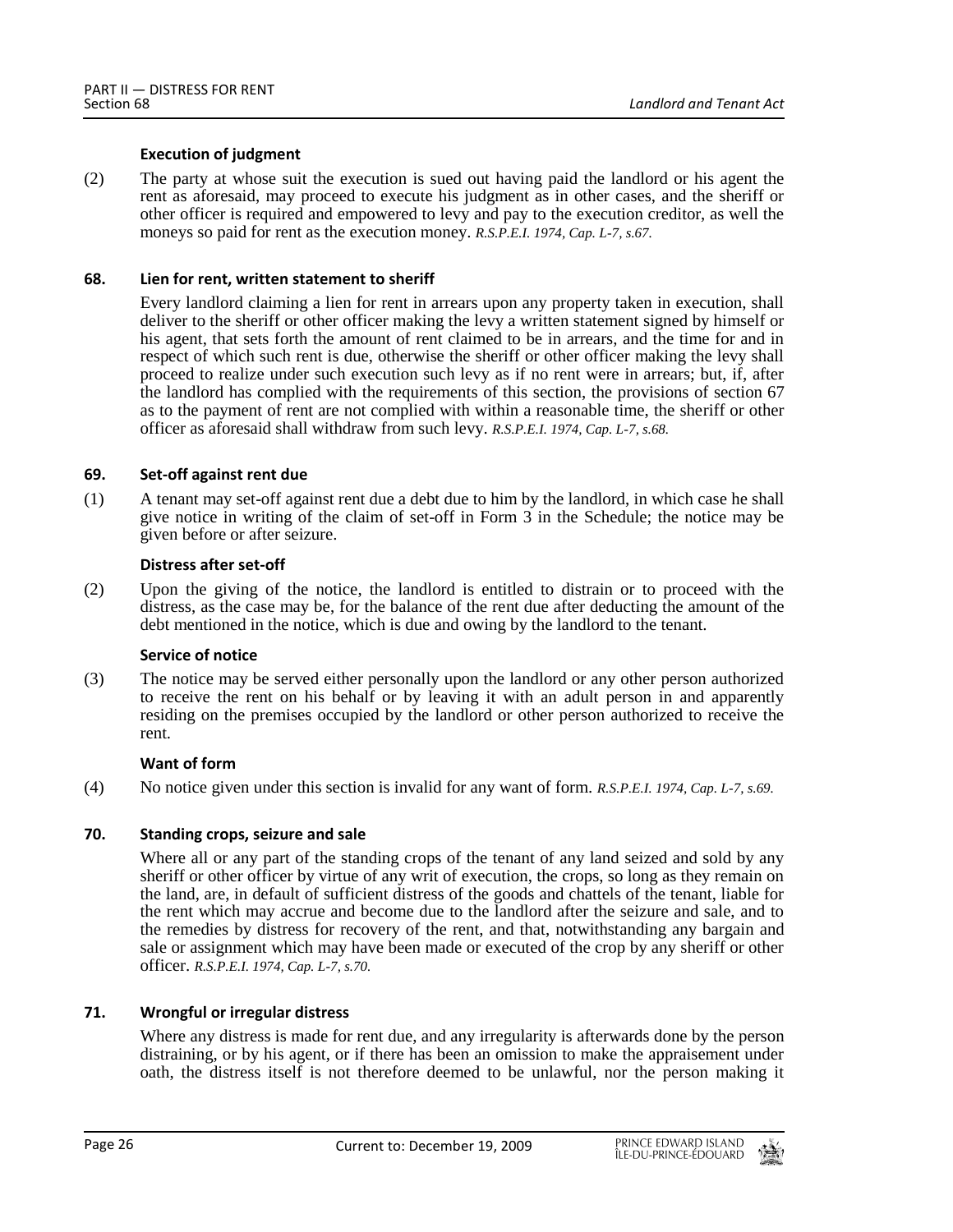**Execution of judgment**

(2) The party at whose suit the execution is sued out having paid the landlord or his agent the rent as aforesaid, may proceed to execute his judgment as in other cases, and the sheriff or other officer is required and empowered to levy and pay to the execution creditor, as well the moneys so paid for rent as the execution money. *R.S.P.E.I. 1974, Cap. L-7, s.67.*

### 68. Lien for rent, written statement to sheriff

Every landlord claiming a lien for rent in arrears upon any property taken in execution, shall deliver to the sheriff or other officer making the levy a written statement signed by himself or his agent, that sets forth the amount of rent claimed to be in arrears, and the time for and in respect of which such rent is due, otherwise the sheriff or other officer making the levy shall proceed to realize under such execution such levy as if no rent were in arrears; but, if, after the landlord has complied with the requirements of this section, the provisions of section 67 as to the payment of rent are not complied with within a reasonable time, the sheriff or other officer as aforesaid shall withdraw from such levy. *R.S.P.E.I. 1974, Cap. L-7, s.68.*

### 69. Set-off against rent due

(1) A tenant may set-off against rent due a debt due to him by the landlord, in which case he shall give notice in writing of the claim of set-off in Form 3 in the Schedule; the notice may be given before or after seizure.

**Distress after set-off**

(2) Upon the giving of the notice, the landlord is entitled to distrain or to proceed with the distress, as the case may be, for the balance of the rent due after deducting the amount of the debt mentioned in the notice, which is due and owing by the landlord to the tenant.

**Service of notice**

(3) The notice may be served either personally upon the landlord or any other person authorized to receive the rent on his behalf or by leaving it with an adult person in and apparently residing on the premises occupied by the landlord or other person authorized to receive the rent.

**Want of form**

(4) No notice given under this section is invalid for any want of form. *R.S.P.E.I. 1974, Cap. L-7, s.69.*

### 70. Standing crops, seizure and sale

Where all or any part of the standing crops of the tenant of any land seized and sold by any sheriff or other officer by virtue of any writ of execution, the crops, so long as they remain on the land, are, in default of sufficient distress of the goods and chattels of the tenant, liable for the rent which may accrue and become due to the landlord after the seizure and sale, and to the remedies by distress for recovery of the rent, and that, notwithstanding any bargain and sale or assignment which may have been made or executed of the crop by any sheriff or other officer. *R.S.P.E.I. 1974, Cap. L-7, s.70.*

### 71. Wrongful or irregular distress

Where any distress is made for rent due, and any irregularity is afterwards done by the person distraining, or by his agent, or if there has been an omission to make the appraisement under oath, the distress itself is not therefore deemed to be unlawful, nor the person making it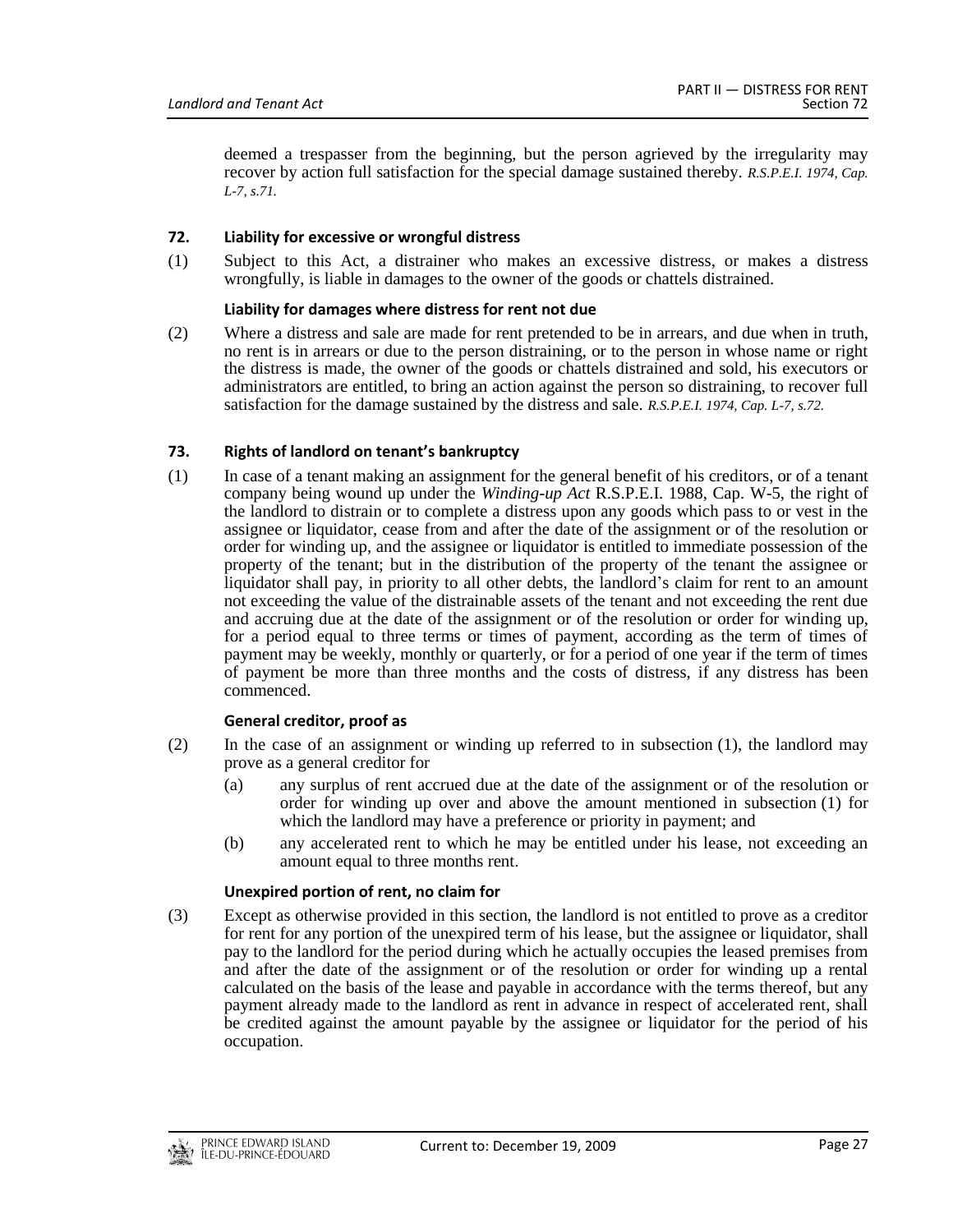deemed a trespasser from the beginning, but the person agrieved by the irregularity may recover by action full satisfaction for the special damage sustained thereby. *R.S.P.E.I. 1974, Cap. L-7, s.71.*

### 72. Liability for excessive or wrongful distress

(1) Subject to this Act, a distrainer who makes an excessive distress, or makes a distress wrongfully, is liable in damages to the owner of the goods or chattels distrained.

**Liability for damages where distress for rent not due**

(2) Where a distress and sale are made for rent pretended to be in arrears, and due when in truth, no rent is in arrears or due to the person distraining, or to the person in whose name or right the distress is made, the owner of the goods or chattels distrained and sold, his executors or administrators are entitled, to bring an action against the person so distraining, to recover full satisfaction for the damage sustained by the distress and sale. *R.S.P.E.I. 1974, Cap. L-7, s.72.*

### 73. Rights of landlord on tenant's bankruptcy

(1) In case of a tenant making an assignment for the general benefit of his creditors, or of a tenant company being wound up under the *Winding-up Act* R.S.P.E.I. 1988, Cap. W-5, the right of the landlord to distrain or to complete a distress upon any goods which pass to or vest in the assignee or liquidator, cease from and after the date of the assignment or of the resolution or order for winding up, and the assignee or liquidator is entitled to immediate possession of the property of the tenant; but in the distribution of the property of the tenant the assignee or liquidator shall pay, in priority to all other debts, the landlord's claim for rent to an amount not exceeding the value of the distrainable assets of the tenant and not exceeding the rent due and accruing due at the date of the assignment or of the resolution or order for winding up, for a period equal to three terms or times of payment, according as the term of times of payment may be weekly, monthly or quarterly, or for a period of one year if the term of times of payment be more than three months and the costs of distress, if any distress has been commenced.

**General creditor, proof as**

(2) In the case of an assignment or winding up referred to in subsection (1), the landlord may prove as a general creditor for

(a) any surplus of rent accrued due at the date of the assignment or of the resolution or order for winding up over and above the amount mentioned in subsection (1) for which the landlord may have a preference or priority in payment; and

(b) any accelerated rent to which he may be entitled under his lease, not exceeding an amount equal to three months rent.

**Unexpired portion of rent, no claim for**

(3) Except as otherwise provided in this section, the landlord is not entitled to prove as a creditor for rent for any portion of the unexpired term of his lease, but the assignee or liquidator, shall pay to the landlord for the period during which he actually occupies the leased premises from and after the date of the assignment or of the resolution or order for winding up a rental calculated on the basis of the lease and payable in accordance with the terms thereof, but any payment already made to the landlord as rent in advance in respect of accelerated rent, shall be credited against the amount payable by the assignee or liquidator for the period of his occupation.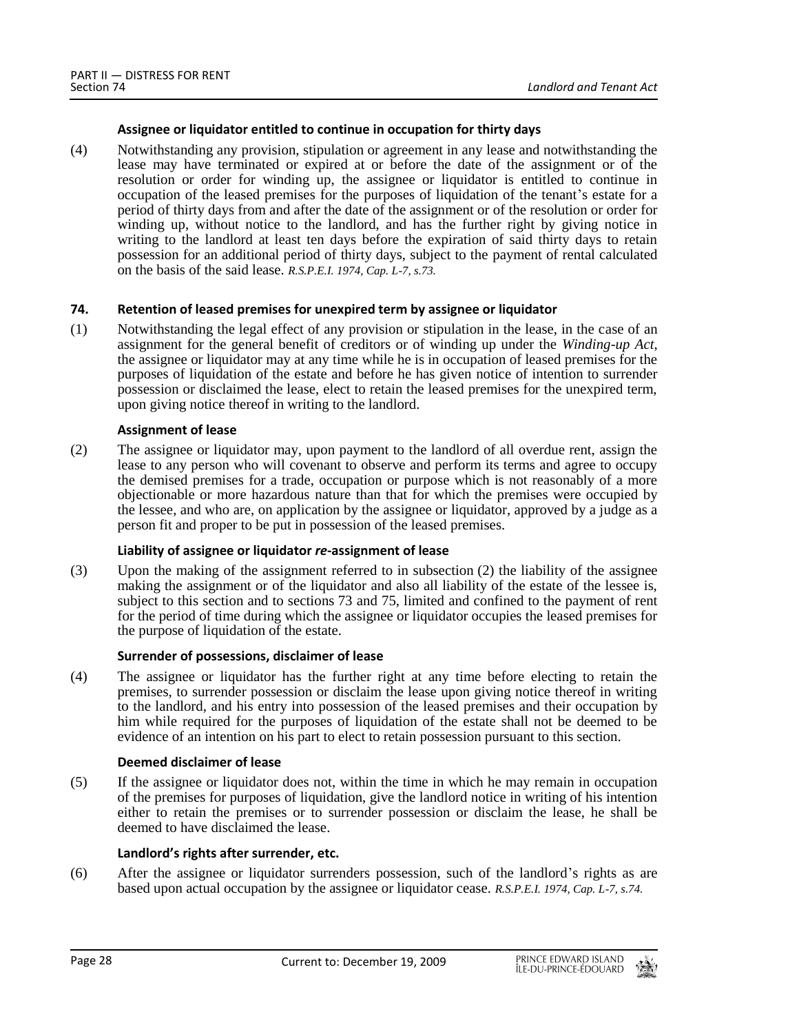**Assignee or liquidator entitled to continue in occupation for thirty days**

(4) Notwithstanding any provision, stipulation or agreement in any lease and notwithstanding the lease may have terminated or expired at or before the date of the assignment or of the resolution or order for winding up, the assignee or liquidator is entitled to continue in occupation of the leased premises for the purposes of liquidation of the tenant's estate for a period of thirty days from and after the date of the assignment or of the resolution or order for winding up, without notice to the landlord, and has the further right by giving notice in writing to the landlord at least ten days before the expiration of said thirty days to retain possession for an additional period of thirty days, subject to the payment of rental calculated on the basis of the said lease. *R.S.P.E.I. 1974, Cap. L-7, s.73.*

### 74. Retention of leased premises for unexpired term by assignee or liquidator

(1) Notwithstanding the legal effect of any provision or stipulation in the lease, in the case of an assignment for the general benefit of creditors or of winding up under the *Winding-up Act*, the assignee or liquidator may at any time while he is in occupation of leased premises for the purposes of liquidation of the estate and before he has given notice of intention to surrender possession or disclaimed the lease, elect to retain the leased premises for the unexpired term, upon giving notice thereof in writing to the landlord.

**Assignment of lease**

(2) The assignee or liquidator may, upon payment to the landlord of all overdue rent, assign the lease to any person who will covenant to observe and perform its terms and agree to occupy the demised premises for a trade, occupation or purpose which is not reasonably of a more objectionable or more hazardous nature than that for which the premises were occupied by the lessee, and who are, on application by the assignee or liquidator, approved by a judge as a person fit and proper to be put in possession of the leased premises.

**Liability of assignee or liquidator *re*-assignment of lease**

(3) Upon the making of the assignment referred to in subsection (2) the liability of the assignee making the assignment or of the liquidator and also all liability of the estate of the lessee is, subject to this section and to sections 73 and 75, limited and confined to the payment of rent for the period of time during which the assignee or liquidator occupies the leased premises for the purpose of liquidation of the estate.

**Surrender of possessions, disclaimer of lease**

(4) The assignee or liquidator has the further right at any time before electing to retain the premises, to surrender possession or disclaim the lease upon giving notice thereof in writing to the landlord, and his entry into possession of the leased premises and their occupation by him while required for the purposes of liquidation of the estate shall not be deemed to be evidence of an intention on his part to elect to retain possession pursuant to this section.

**Deemed disclaimer of lease**

(5) If the assignee or liquidator does not, within the time in which he may remain in occupation of the premises for purposes of liquidation, give the landlord notice in writing of his intention either to retain the premises or to surrender possession or disclaim the lease, he shall be deemed to have disclaimed the lease.

**Landlord's rights after surrender, etc.**

(6) After the assignee or liquidator surrenders possession, such of the landlord's rights as are based upon actual occupation by the assignee or liquidator cease. *R.S.P.E.I. 1974, Cap. L-7, s.74.*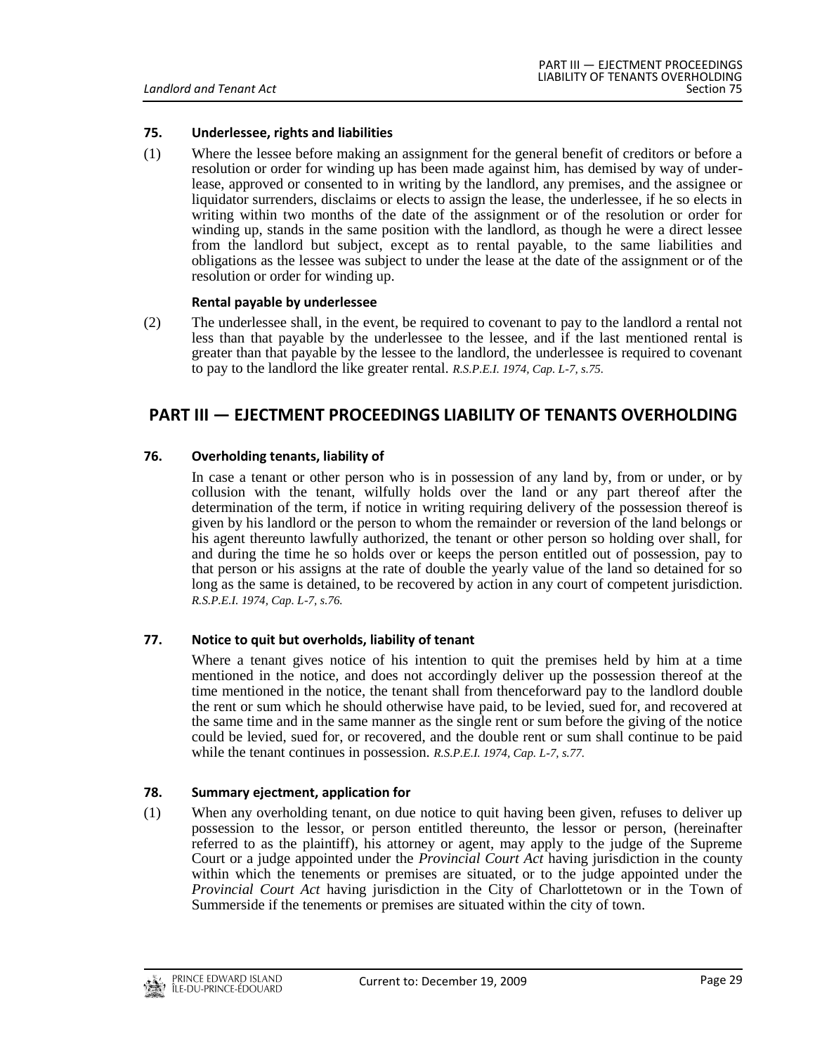### 75. Underlessee, rights and liabilities

(1) Where the lessee before making an assignment for the general benefit of creditors or before a resolution or order for winding up has been made against him, has demised by way of underlease, approved or consented to in writing by the landlord, any premises, and the assignee or liquidator surrenders, disclaims or elects to assign the lease, the underlessee, if he so elects in writing within two months of the date of the assignment or of the resolution or order for winding up, stands in the same position with the landlord, as though he were a direct lessee from the landlord but subject, except as to rental payable, to the same liabilities and obligations as the lessee was subject to under the lease at the date of the assignment or of the resolution or order for winding up.

**Rental payable by underlessee**

(2) The underlessee shall, in the event, be required to covenant to pay to the landlord a rental not less than that payable by the underlessee to the lessee, and if the last mentioned rental is greater than that payable by the lessee to the landlord, the underlessee is required to covenant to pay to the landlord the like greater rental. *R.S.P.E.I. 1974, Cap. L-7, s.75.*

## PART III — EJECTMENT PROCEEDINGS LIABILITY OF TENANTS OVERHOLDING

### 76. Overholding tenants, liability of

In case a tenant or other person who is in possession of any land by, from or under, or by collusion with the tenant, wilfully holds over the land or any part thereof after the determination of the term, if notice in writing requiring delivery of the possession thereof is given by his landlord or the person to whom the remainder or reversion of the land belongs or his agent thereunto lawfully authorized, the tenant or other person so holding over shall, for and during the time he so holds over or keeps the person entitled out of possession, pay to that person or his assigns at the rate of double the yearly value of the land so detained for so long as the same is detained, to be recovered by action in any court of competent jurisdiction. *R.S.P.E.I. 1974, Cap. L-7, s.76.*

### 77. Notice to quit but overholds, liability of tenant

Where a tenant gives notice of his intention to quit the premises held by him at a time mentioned in the notice, and does not accordingly deliver up the possession thereof at the time mentioned in the notice, the tenant shall from thenceforward pay to the landlord double the rent or sum which he should otherwise have paid, to be levied, sued for, and recovered at the same time and in the same manner as the single rent or sum before the giving of the notice could be levied, sued for, or recovered, and the double rent or sum shall continue to be paid while the tenant continues in possession. *R.S.P.E.I. 1974, Cap. L-7, s.77.*

### 78. Summary ejectment, application for

(1) When any overholding tenant, on due notice to quit having been given, refuses to deliver up possession to the lessor, or person entitled thereunto, the lessor or person, (hereinafter referred to as the plaintiff), his attorney or agent, may apply to the judge of the Supreme Court or a judge appointed under the *Provincial Court Act* having jurisdiction in the county within which the tenements or premises are situated, or to the judge appointed under the *Provincial Court Act* having jurisdiction in the City of Charlottetown or in the Town of Summerside if the tenements or premises are situated within the city of town.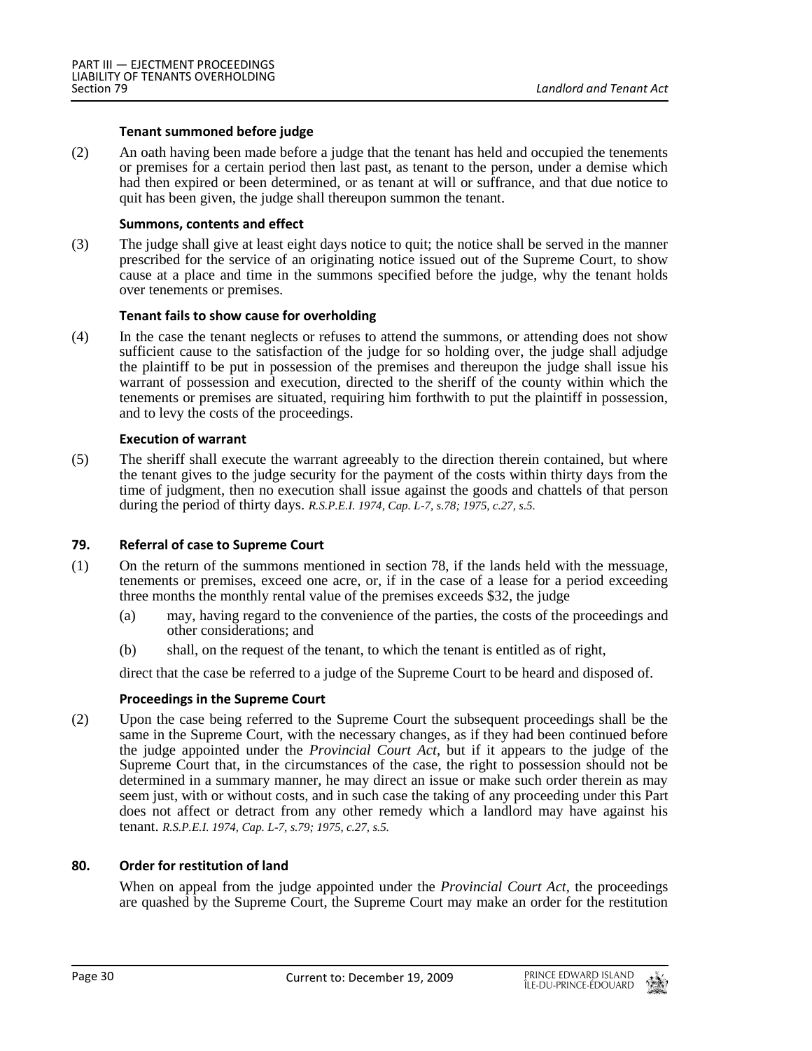**Tenant summoned before judge**

(2) An oath having been made before a judge that the tenant has held and occupied the tenements or premises for a certain period then last past, as tenant to the person, under a demise which had then expired or been determined, or as tenant at will or suffrance, and that due notice to quit has been given, the judge shall thereupon summon the tenant.

**Summons, contents and effect**

(3) The judge shall give at least eight days notice to quit; the notice shall be served in the manner prescribed for the service of an originating notice issued out of the Supreme Court, to show cause at a place and time in the summons specified before the judge, why the tenant holds over tenements or premises.

**Tenant fails to show cause for overholding**

(4) In the case the tenant neglects or refuses to attend the summons, or attending does not show sufficient cause to the satisfaction of the judge for so holding over, the judge shall adjudge the plaintiff to be put in possession of the premises and thereupon the judge shall issue his warrant of possession and execution, directed to the sheriff of the county within which the tenements or premises are situated, requiring him forthwith to put the plaintiff in possession, and to levy the costs of the proceedings.

**Execution of warrant**

(5) The sheriff shall execute the warrant agreeably to the direction therein contained, but where the tenant gives to the judge security for the payment of the costs within thirty days from the time of judgment, then no execution shall issue against the goods and chattels of that person during the period of thirty days. *R.S.P.E.I. 1974, Cap. L-7, s.78; 1975, c.27, s.5.*

### 79. Referral of case to Supreme Court

(1) On the return of the summons mentioned in section 78, if the lands held with the messuage, tenements or premises, exceed one acre, or, if in the case of a lease for a period exceeding three months the monthly rental value of the premises exceeds $32, the judge

(a) may, having regard to the convenience of the parties, the costs of the proceedings and other considerations; and

(b) shall, on the request of the tenant, to which the tenant is entitled as of right,

direct that the case be referred to a judge of the Supreme Court to be heard and disposed of.

**Proceedings in the Supreme Court**

(2) Upon the case being referred to the Supreme Court the subsequent proceedings shall be the same in the Supreme Court, with the necessary changes, as if they had been continued before the judge appointed under the *Provincial Court Act*, but if it appears to the judge of the Supreme Court that, in the circumstances of the case, the right to possession should not be determined in a summary manner, he may direct an issue or make such order therein as may seem just, with or without costs, and in such case the taking of any proceeding under this Part does not affect or detract from any other remedy which a landlord may have against his tenant. *R.S.P.E.I. 1974, Cap. L-7, s.79; 1975, c.27, s.5.*

### 80. Order for restitution of land

When on appeal from the judge appointed under the *Provincial Court Act*, the proceedings are quashed by the Supreme Court, the Supreme Court may make an order for the restitution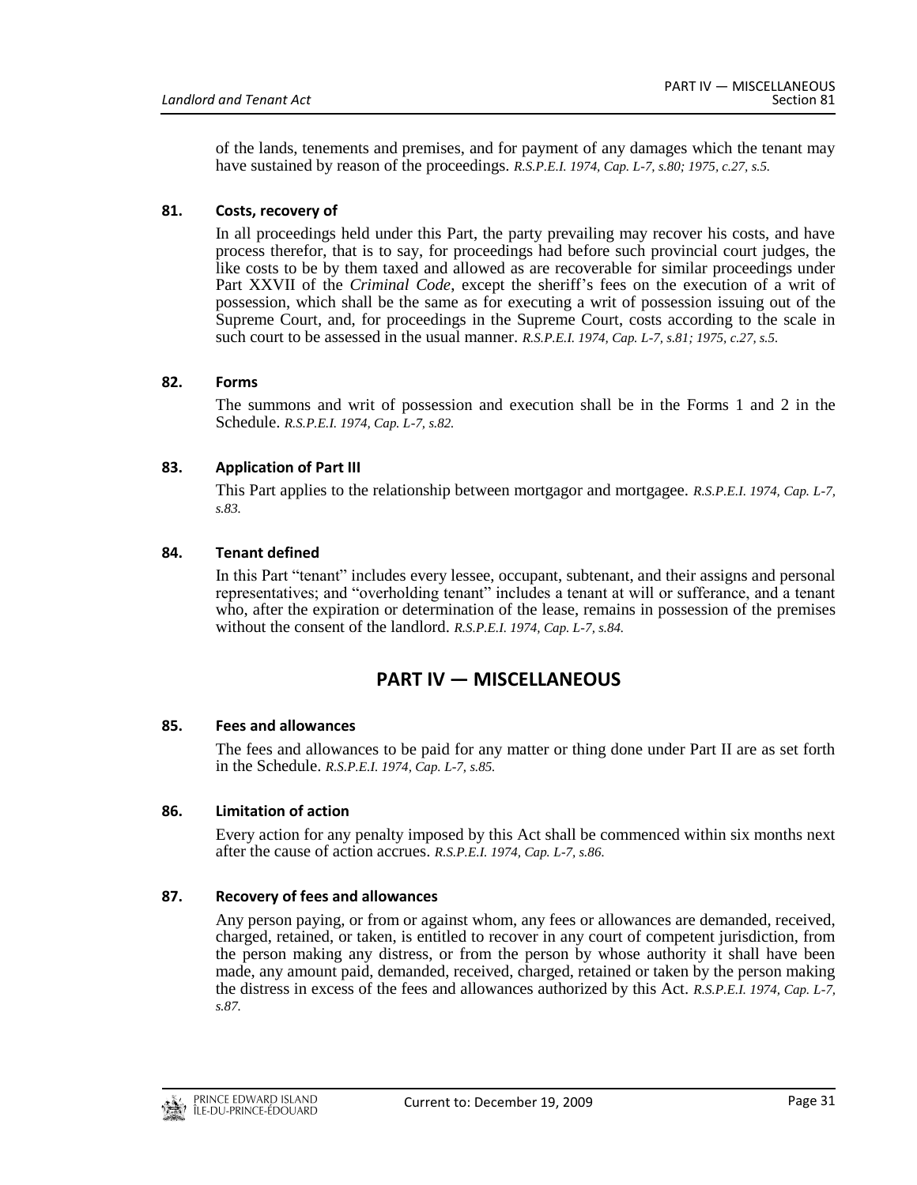of the lands, tenements and premises, and for payment of any damages which the tenant may have sustained by reason of the proceedings. *R.S.P.E.I. 1974, Cap. L-7, s.80; 1975, c.27, s.5.*

**81. Costs, recovery of**

In all proceedings held under this Part, the party prevailing may recover his costs, and have process therefor, that is to say, for proceedings had before such provincial court judges, the like costs to be by them taxed and allowed as are recoverable for similar proceedings under Part XXVII of the *Criminal Code*, except the sheriff's fees on the execution of a writ of possession, which shall be the same as for executing a writ of possession issuing out of the Supreme Court, and, for proceedings in the Supreme Court, costs according to the scale in such court to be assessed in the usual manner. *R.S.P.E.I. 1974, Cap. L-7, s.81; 1975, c.27, s.5.*

**82. Forms**

The summons and writ of possession and execution shall be in the Forms 1 and 2 in the Schedule. *R.S.P.E.I. 1974, Cap. L-7, s.82.*

**83. Application of Part III**

This Part applies to the relationship between mortgagor and mortgagee. *R.S.P.E.I. 1974, Cap. L-7, s.83.*

**84. Tenant defined**

In this Part "tenant" includes every lessee, occupant, subtenant, and their assigns and personal representatives; and "overholding tenant" includes a tenant at will or sufferance, and a tenant who, after the expiration or determination of the lease, remains in possession of the premises without the consent of the landlord. *R.S.P.E.I. 1974, Cap. L-7, s.84.*

## PART IV — MISCELLANEOUS

**85. Fees and allowances**

The fees and allowances to be paid for any matter or thing done under Part II are as set forth in the Schedule. *R.S.P.E.I. 1974, Cap. L-7, s.85.*

**86. Limitation of action**

Every action for any penalty imposed by this Act shall be commenced within six months next after the cause of action accrues. *R.S.P.E.I. 1974, Cap. L-7, s.86.*

**87. Recovery of fees and allowances**

Any person paying, or from or against whom, any fees or allowances are demanded, received, charged, retained, or taken, is entitled to recover in any court of competent jurisdiction, from the person making any distress, or from the person by whose authority it shall have been made, any amount paid, demanded, received, charged, retained or taken by the person making the distress in excess of the fees and allowances authorized by this Act. *R.S.P.E.I. 1974, Cap. L-7, s.87.*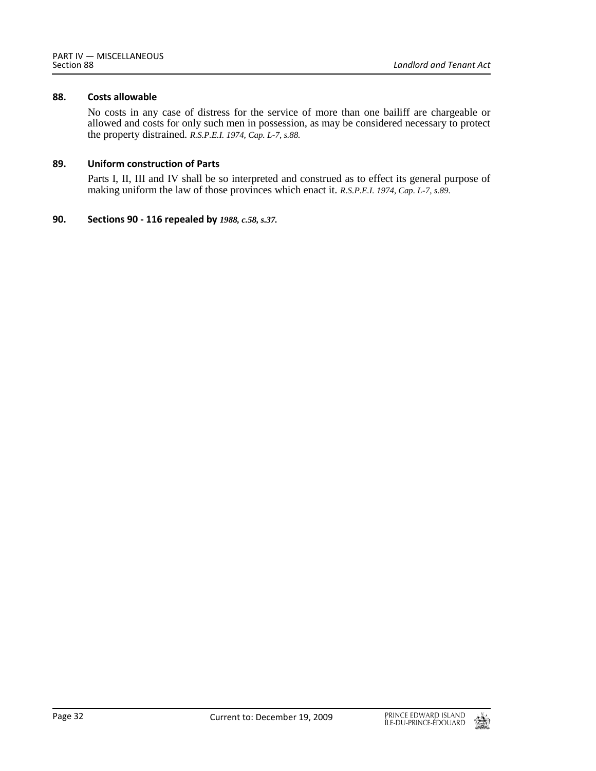**88. Costs allowable**

No costs in any case of distress for the service of more than one bailiff are chargeable or allowed and costs for only such men in possession, as may be considered necessary to protect the property distrained. *R.S.P.E.I. 1974, Cap. L-7, s.88.*

**89. Uniform construction of Parts**

Parts I, II, III and IV shall be so interpreted and construed as to effect its general purpose of making uniform the law of those provinces which enact it. *R.S.P.E.I. 1974, Cap. L-7, s.89.*

**90. Sections 90 - 116 repealed by** ***1988, c.58, s.37.***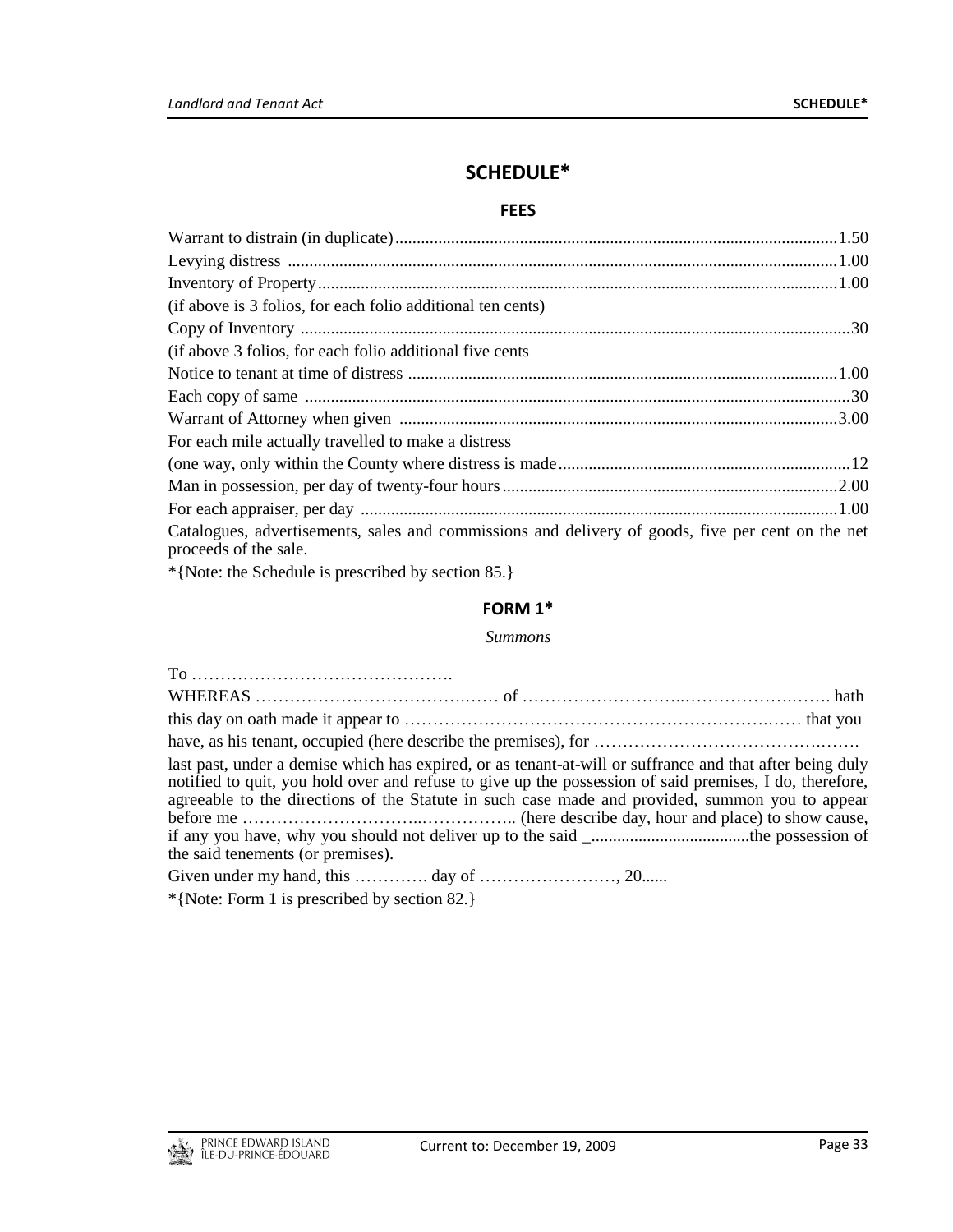## SCHEDULE*

### FEES

Warrant to distrain (in duplicate).......................................................................................................1.50
Levying distress ...............................................................................................................................1.00
Inventory of Property........................................................................................................................1.00
(if above is 3 folios, for each folio additional ten cents)
Copy of Inventory ...............................................................................................................................30
(if above 3 folios, for each folio additional five cents
Notice to tenant at time of distress ...................................................................................................1.00
Each copy of same ..............................................................................................................................30
Warrant of Attorney when given .....................................................................................................3.00
For each mile actually travelled to make a distress
(one way, only within the County where distress is made...................................................................12
Man in possession, per day of twenty-four hours.............................................................................2.00
For each appraiser, per day ..............................................................................................................1.00
Catalogues, advertisements, sales and commissions and delivery of goods, five per cent on the net proceeds of the sale.

*{Note: the Schedule is prescribed by section 85.}

### FORM 1*

*Summons*

To ……………………………………….
WHEREAS ……………………………….…… of ……………………….…………………….……. hath this day on oath made it appear to ……………………………………………………….…… that you have, as his tenant, occupied (here describe the premises), for ………………………………….…….
last past, under a demise which has expired, or as tenant-at-will or sufferance and that after being duly notified to quit, you hold over and refuse to give up the possession of said premises, I do, therefore, agreeable to the directions of the Statute in such case made and provided, summon you to appear before me ………………………..…………….. (here describe day, hour and place) to show cause, if any you have, why you should not deliver up to the said _....................................the possession of the said tenements (or premises).

Given under my hand, this …………. day of ……………………, 20......

*{Note: Form 1 is prescribed by section 82.}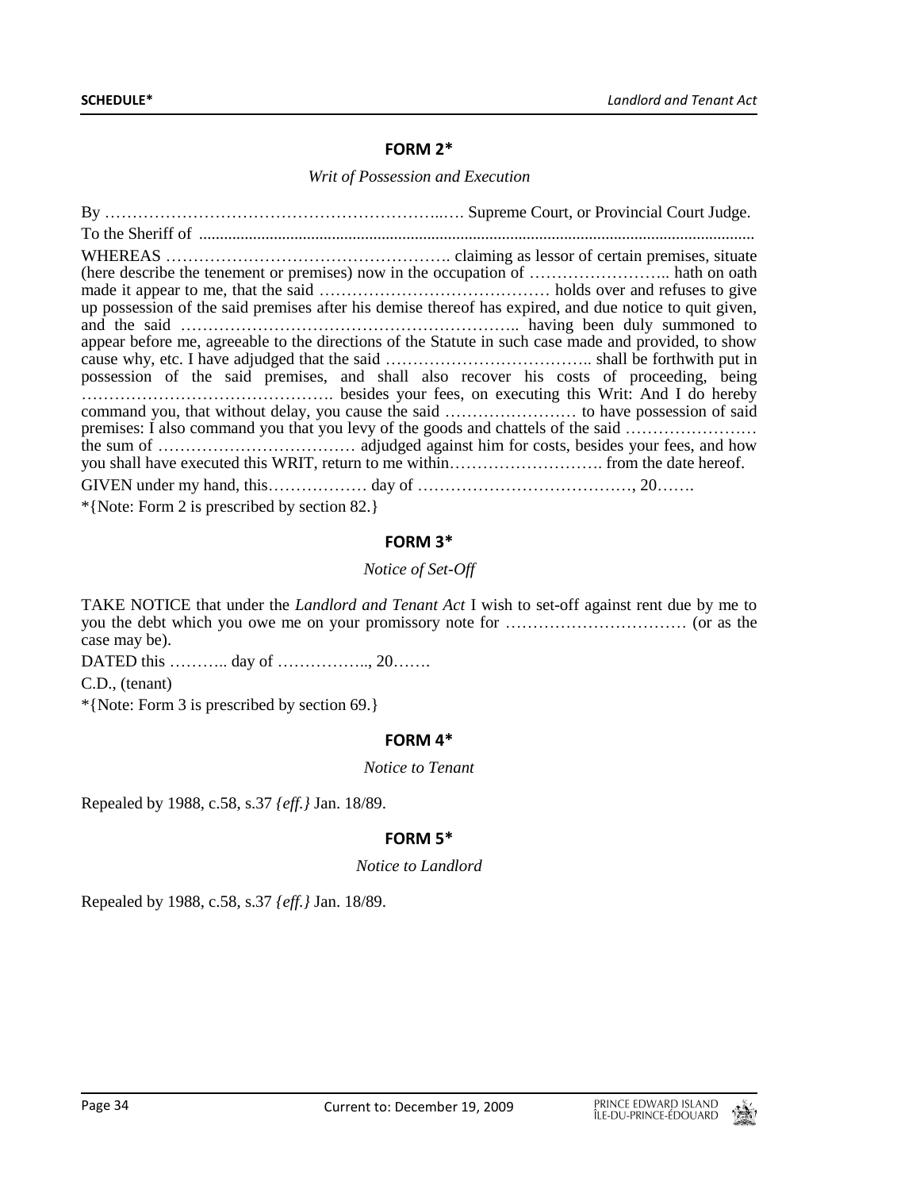## FORM 2*

*Writ of Possession and Execution*

By ……………………………………………………..…. Supreme Court, or Provincial Court Judge.

To the Sheriff of ......................................................................................................................................

WHEREAS ……………………………………………. claiming as lessor of certain premises, situate (here describe the tenement or premises) now in the occupation of …………………….. hath on oath made it appear to me, that the said …………………………………… holds over and refuses to give up possession of the said premises after his demise thereof has expired, and due notice to quit given, and the said …………………………………………………….. having been duly summoned to appear before me, agreeable to the directions of the Statute in such case made and provided, to show cause why, etc. I have adjudged that the said ……………………………….. shall be forthwith put in possession of the said premises, and shall also recover his costs of proceeding, being ………………………………………. besides your fees, on executing this Writ: And I do hereby command you, that without delay, you cause the said …………………… to have possession of said premises: I also command you that you levy of the goods and chattels of the said …………………… the sum of ……………………………… adjudged against him for costs, besides your fees, and how you shall have executed this WRIT, return to me within………………………. from the date hereof.

GIVEN under my hand, this……………… day of …………………………………, 20…….

*{Note: Form 2 is prescribed by section 82.}

## FORM 3*

*Notice of Set-Off*

TAKE NOTICE that under the *Landlord and Tenant Act* I wish to set-off against rent due by me to you the debt which you owe me on your promissory note for …………………………… (or as the case may be).

DATED this ……….. day of …………….., 20…….

C.D., (tenant)

*{Note: Form 3 is prescribed by section 69.}

## FORM 4*

*Notice to Tenant*

Repealed by 1988, c.58, s.37 *{eff.}* Jan. 18/89.

## FORM 5*

*Notice to Landlord*

Repealed by 1988, c.58, s.37 *{eff.}* Jan. 18/89.